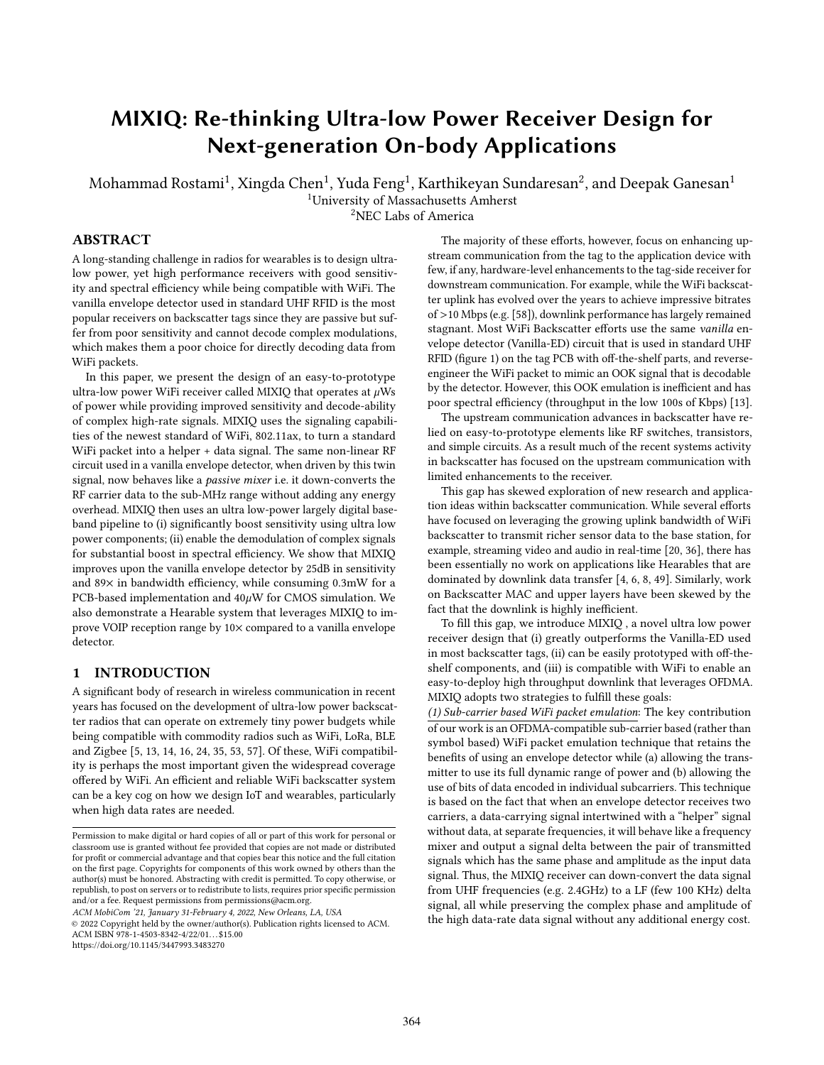# MIXIQ: Re-thinking Ultra-low Power Receiver Design for Next-generation On-body Applications

Mohammad Rostami[1], Xingda Chen[1], Yuda Feng[1], Karthikeyan Sundaresan[2], and Deepak Ganesan[1]

[1]University of Massachusetts Amherst

[2]NEC Labs of America

## ABSTRACT

A long-standing challenge in radios for wearables is to design ultra-low power, yet high performance receivers with good sensitivity and spectral efficiency while being compatible with WiFi. The vanilla envelope detector used in standard UHF RFID is the most popular receivers on backscatter tags since they are passive but suffer from poor sensitivity and cannot decode complex modulations, which makes them a poor choice for directly decoding data from WiFi packets.

In this paper, we present the design of an easy-to-prototype ultra-low power WiFi receiver called MIXIQ that operates at $\mu$Ws of power while providing improved sensitivity and decode-ability of complex high-rate signals. MIXIQ uses the signaling capabilities of the newest standard of WiFi, 802.11ax, to turn a standard WiFi packet into a helper + data signal. The same non-linear RF circuit used in a vanilla envelope detector, when driven by this twin signal, now behaves like a *passive mixer* i.e. it down-converts the RF carrier data to the sub-MHz range without adding any energy overhead. MIXIQ then uses an ultra low-power largely digital baseband pipeline to (i) significantly boost sensitivity using ultra low power components; (ii) enable the demodulation of complex signals for substantial boost in spectral efficiency. We show that MIXIQ improves upon the vanilla envelope detector by 25dB in sensitivity and 89× in bandwidth efficiency, while consuming 0.3mW for a PCB-based implementation and 40$\mu$W for CMOS simulation. We also demonstrate a Hearable system that leverages MIXIQ to improve VOIP reception range by 10× compared to a vanilla envelope detector.

## 1 INTRODUCTION

A significant body of research in wireless communication in recent years has focused on the development of ultra-low power backscatter radios that can operate on extremely tiny power budgets while being compatible with commodity radios such as WiFi, LoRa, BLE and Zigbee [5, 13, 14, 16, 24, 35, 53, 57]. Of these, WiFi compatibility is perhaps the most important given the widespread coverage offered by WiFi. An efficient and reliable WiFi backscatter system can be a key cog on how we design IoT and wearables, particularly when high data rates are needed.

Permission to make digital or hard copies of all or part of this work for personal or classroom use is granted without fee provided that copies are not made or distributed for profit or commercial advantage and that copies bear this notice and the full citation on the first page. Copyrights for components of this work owned by others than the author(s) must be honored. Abstracting with credit is permitted. To copy otherwise, or republish, to post on servers or to redistribute to lists, requires prior specific permission and/or a fee. Request permissions from permissions@acm.org.

*ACM MobiCom '21, January 31-February 4, 2022, New Orleans, LA, USA*

© 2022 Copyright held by the owner/author(s). Publication rights licensed to ACM.

ACM ISBN 978-1-4503-8342-4/22/01…$15.00

https://doi.org/10.1145/3447993.3483270

The majority of these efforts, however, focus on enhancing upstream communication from the tag to the application device with few, if any, hardware-level enhancements to the tag-side receiver for downstream communication. For example, while the WiFi backscatter uplink has evolved over the years to achieve impressive bitrates of >10 Mbps (e.g. [58]), downlink performance has largely remained stagnant. Most WiFi Backscatter efforts use the same *vanilla* envelope detector (Vanilla-ED) circuit that is used in standard UHF RFID (figure 1) on the tag PCB with off-the-shelf parts, and reverse-engineer the WiFi packet to mimic an OOK signal that is decodable by the detector. However, this OOK emulation is inefficient and has poor spectral efficiency (throughput in the low 100s of Kbps) [13].

The upstream communication advances in backscatter have relied on easy-to-prototype elements like RF switches, transistors, and simple circuits. As a result much of the recent systems activity in backscatter has focused on the upstream communication with limited enhancements to the receiver.

This gap has skewed exploration of new research and application ideas within backscatter communication. While several efforts have focused on leveraging the growing uplink bandwidth of WiFi backscatter to transmit richer sensor data to the base station, for example, streaming video and audio in real-time [20, 36], there has been essentially no work on applications like Hearables that are dominated by downlink data transfer [4, 6, 8, 49]. Similarly, work on Backscatter MAC and upper layers have been skewed by the fact that the downlink is highly inefficient.

To fill this gap, we introduce MIXIQ , a novel ultra low power receiver design that (i) greatly outperforms the Vanilla-ED used in most backscatter tags, (ii) can be easily prototyped with off-the-shelf components, and (iii) is compatible with WiFi to enable an easy-to-deploy high throughput downlink that leverages OFDMA. MIXIQ adopts two strategies to fulfill these goals:

*(1) Sub-carrier based WiFi packet emulation*: The key contribution of our work is an OFDMA-compatible sub-carrier based (rather than symbol based) WiFi packet emulation technique that retains the benefits of using an envelope detector while (a) allowing the transmitter to use its full dynamic range of power and (b) allowing the use of bits of data encoded in individual subcarriers. This technique is based on the fact that when an envelope detector receives two carriers, a data-carrying signal intertwined with a "helper" signal without data, at separate frequencies, it will behave like a frequency mixer and output a signal delta between the pair of transmitted signals which has the same phase and amplitude as the input data signal. Thus, the MIXIQ receiver can down-convert the data signal from UHF frequencies (e.g. 2.4GHz) to a LF (few 100 KHz) delta signal, all while preserving the complex phase and amplitude of the high data-rate data signal without any additional energy cost.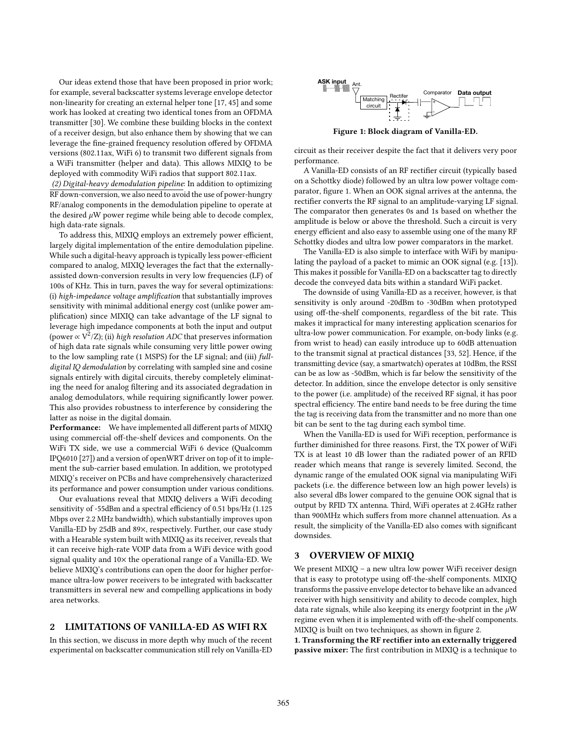Our ideas extend those that have been proposed in prior work; for example, several backscatter systems leverage envelope detector non-linearity for creating an external helper tone [17, 45] and some work has looked at creating two identical tones from an OFDMA transmitter [30]. We combine these building blocks in the context of a receiver design, but also enhance them by showing that we can leverage the fine-grained frequency resolution offered by OFDMA versions (802.11ax, WiFi 6) to transmit two different signals from a WiFi transmitter (helper and data). This allows MIXIQ to be deployed with commodity WiFi radios that support 802.11ax.

*(2) Digital-heavy demodulation pipeline*: In addition to optimizing RF down-conversion, we also need to avoid the use of power-hungry RF/analog components in the demodulation pipeline to operate at the desired $\mu$W power regime while being able to decode complex, high data-rate signals.

To address this, MIXIQ employs an extremely power efficient, largely digital implementation of the entire demodulation pipeline. While such a digital-heavy approach is typically less power-efficient compared to analog, MIXIQ leverages the fact that the externally-assisted down-conversion results in very low frequencies (LF) of 100s of KHz. This in turn, paves the way for several optimizations: (i) *high-impedance voltage amplification* that substantially improves sensitivity with minimal additional energy cost (unlike power amplification) since MIXIQ can take advantage of the LF signal to leverage high impedance components at both the input and output (power $\propto V^2/Z$); (ii) *high resolution ADC* that preserves information of high data rate signals while consuming very little power owing to the low sampling rate (1 MSPS) for the LF signal; and (iii) *full-digital IQ demodulation* by correlating with sampled sine and cosine signals entirely with digital circuits, thereby completely eliminating the need for analog filtering and its associated degradation in analog demodulators, while requiring significantly lower power. This also provides robustness to interference by considering the latter as noise in the digital domain.

**Performance:** We have implemented all different parts of MIXIQ using commercial off-the-shelf devices and components. On the WiFi TX side, we use a commercial WiFi 6 device (Qualcomm IPQ6010 [27]) and a version of openWRT driver on top of it to implement the sub-carrier based emulation. In addition, we prototyped MIXIQ's receiver on PCBs and have comprehensively characterized its performance and power consumption under various conditions.

Our evaluations reveal that MIXIQ delivers a WiFi decoding sensitivity of -55dBm and a spectral efficiency of 0.51 bps/Hz (1.125 Mbps over 2.2 MHz bandwidth), which substantially improves upon Vanilla-ED by 25dB and 89×, respectively. Further, our case study with a Hearable system built with MIXIQ as its receiver, reveals that it can receive high-rate VOIP data from a WiFi device with good signal quality and 10× the operational range of a Vanilla-ED. We believe MIXIQ's contributions can open the door for higher performance ultra-low power receivers to be integrated with backscatter transmitters in several new and compelling applications in body area networks.

## 2 LIMITATIONS OF VANILLA-ED AS WIFI RX

In this section, we discuss in more depth why much of the recent experimental on backscatter communication still rely on Vanilla-ED circuit as their receiver despite the fact that it delivers very poor performance.

Figure 1: Block diagram of Vanilla-ED.

A Vanilla-ED consists of an RF rectifier circuit (typically based on a Schottky diode) followed by an ultra low power voltage comparator, figure 1. When an OOK signal arrives at the antenna, the rectifier converts the RF signal to an amplitude-varying LF signal. The comparator then generates 0s and 1s based on whether the amplitude is below or above the threshold. Such a circuit is very energy efficient and also easy to assemble using one of the many RF Schottky diodes and ultra low power comparators in the market.

The Vanilla-ED is also simple to interface with WiFi by manipulating the payload of a packet to mimic an OOK signal (e.g. [13]). This makes it possible for Vanilla-ED on a backscatter tag to directly decode the conveyed data bits within a standard WiFi packet.

The downside of using Vanilla-ED as a receiver, however, is that sensitivity is only around -20dBm to -30dBm when prototyped using off-the-shelf components, regardless of the bit rate. This makes it impractical for many interesting application scenarios for ultra-low power communication. For example, on-body links (e.g. from wrist to head) can easily introduce up to 60dB attenuation to the transmit signal at practical distances [33, 52]. Hence, if the transmitting device (say, a smartwatch) operates at 10dBm, the RSSI can be as low as -50dBm, which is far below the sensitivity of the detector. In addition, since the envelope detector is only sensitive to the power (i.e. amplitude) of the received RF signal, it has poor spectral efficiency. The entire band needs to be free during the time the tag is receiving data from the transmitter and no more than one bit can be sent to the tag during each symbol time.

When the Vanilla-ED is used for WiFi reception, performance is further diminished for three reasons. First, the TX power of WiFi TX is at least 10 dB lower than the radiated power of an RFID reader which means that range is severely limited. Second, the dynamic range of the emulated OOK signal via manipulating WiFi packets (i.e. the difference between low an high power levels) is also several dBs lower compared to the genuine OOK signal that is output by RFID TX antenna. Third, WiFi operates at 2.4GHz rather than 900MHz which suffers from more channel attenuation. As a result, the simplicity of the Vanilla-ED also comes with significant downsides.

## 3 OVERVIEW OF MIXIQ

We present MIXIQ – a new ultra low power WiFi receiver design that is easy to prototype using off-the-shelf components. MIXIQ transforms the passive envelope detector to behave like an advanced receiver with high sensitivity and ability to decode complex, high data rate signals, while also keeping its energy footprint in the $\mu$W regime even when it is implemented with off-the-shelf components. MIXIQ is built on two techniques, as shown in figure 2.

**1. Transforming the RF rectifier into an externally triggered passive mixer:** The first contribution in MIXIQ is a technique to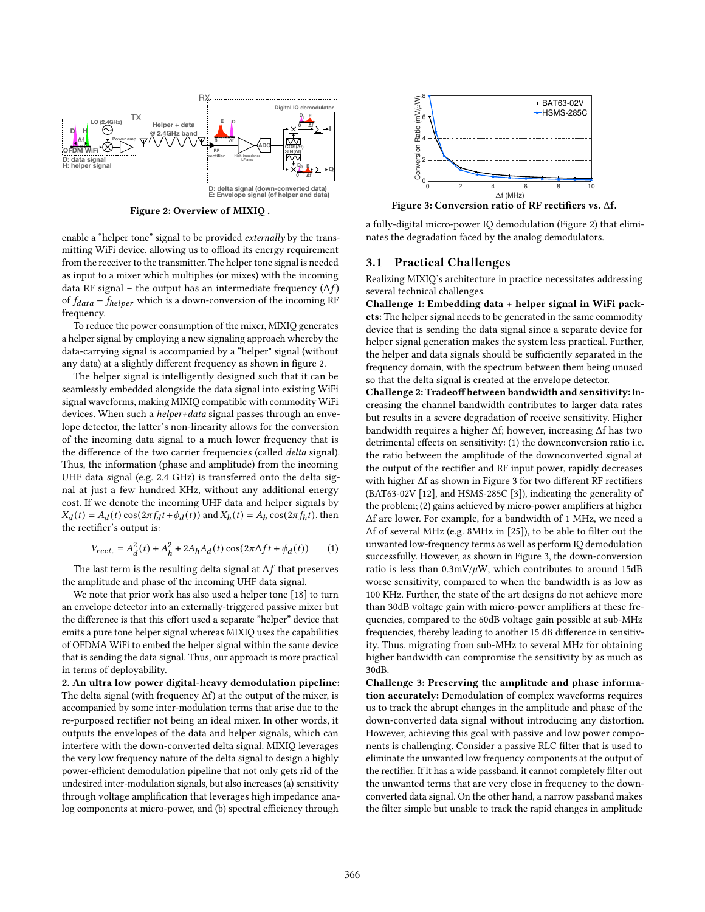Figure 2: Overview of MIXIQ .

enable a "helper tone" signal to be provided *externally* by the transmitting WiFi device, allowing us to offload its energy requirement from the receiver to the transmitter. The helper tone signal is needed as input to a mixer which multiplies (or mixes) with the incoming data RF signal – the output has an intermediate frequency ($\Delta f$) of $f_{data} - f_{helper}$ which is a down-conversion of the incoming RF frequency.

To reduce the power consumption of the mixer, MIXIQ generates a helper signal by employing a new signaling approach whereby the data-carrying signal is accompanied by a "helper" signal (without any data) at a slightly different frequency as shown in figure 2.

The helper signal is intelligently designed such that it can be seamlessly embedded alongside the data signal into existing WiFi signal waveforms, making MIXIQ compatible with commodity WiFi devices. When such a *helper+data* signal passes through an envelope detector, the latter's non-linearity allows for the conversion of the incoming data signal to a much lower frequency that is the difference of the two carrier frequencies (called *delta* signal). Thus, the information (phase and amplitude) from the incoming UHF data signal (e.g. 2.4 GHz) is transferred onto the delta signal at just a few hundred KHz, without any additional energy cost. If we denote the incoming UHF data and helper signals by $X_d(t) = A_d(t)\cos(2\pi f_d t + \phi_d(t))$ and $X_h(t) = A_h \cos(2\pi f_h t)$, then the rectifier's output is:

$$V_{rect.} = A_d^2(t) + A_h^2 + 2A_h A_d(t)\cos(2\pi\Delta f t + \phi_d(t)) \quad (1)$$

The last term is the resulting delta signal at $\Delta f$ that preserves the amplitude and phase of the incoming UHF data signal.

We note that prior work has also used a helper tone [18] to turn an envelope detector into an externally-triggered passive mixer but the difference is that this effort used a separate "helper" device that emits a pure tone helper signal whereas MIXIQ uses the capabilities of OFDMA WiFi to embed the helper signal within the same device that is sending the data signal. Thus, our approach is more practical in terms of deployability.

**2. An ultra low power digital-heavy demodulation pipeline:** The delta signal (with frequency Δf) at the output of the mixer, is accompanied by some inter-modulation terms that arise due to the re-purposed rectifier not being an ideal mixer. In other words, it outputs the envelopes of the data and helper signals, which can interfere with the down-converted delta signal. MIXIQ leverages the very low frequency nature of the delta signal to design a highly power-efficient demodulation pipeline that not only gets rid of the undesired inter-modulation signals, but also increases (a) sensitivity through voltage amplification that leverages high impedance analog components at micro-power, and (b) spectral efficiency through a fully-digital micro-power IQ demodulation (Figure 2) that eliminates the degradation faced by the analog demodulators.

Figure 3: Conversion ratio of RF rectifiers vs. Δf.

## 3.1 Practical Challenges

Realizing MIXIQ's architecture in practice necessitates addressing several technical challenges.

**Challenge 1: Embedding data + helper signal in WiFi packets:** The helper signal needs to be generated in the same commodity device that is sending the data signal since a separate device for helper signal generation makes the system less practical. Further, the helper and data signals should be sufficiently separated in the frequency domain, with the spectrum between them being unused so that the delta signal is created at the envelope detector.

**Challenge 2: Tradeoff between bandwidth and sensitivity:** Increasing the channel bandwidth contributes to larger data rates but results in a severe degradation of receive sensitivity. Higher bandwidth requires a higher Δf; however, increasing Δf has two detrimental effects on sensitivity: (1) the downconversion ratio i.e. the ratio between the amplitude of the downconverted signal at the output of the rectifier and RF input power, rapidly decreases with higher Δf as shown in Figure 3 for two different RF rectifiers (BAT63-02V [12], and HSMS-285C [3]), indicating the generality of the problem; (2) gains achieved by micro-power amplifiers at higher Δf are lower. For example, for a bandwidth of 1 MHz, we need a Δf of several MHz (e.g. 8MHz in [25]), to be able to filter out the unwanted low-frequency terms as well as perform IQ demodulation successfully. However, as shown in Figure 3, the down-conversion ratio is less than 0.3mV/μW, which contributes to around 15dB worse sensitivity, compared to when the bandwidth is as low as 100 KHz. Further, the state of the art designs do not achieve more than 30dB voltage gain with micro-power amplifiers at these frequencies, compared to the 60dB voltage gain possible at sub-MHz frequencies, thereby leading to another 15 dB difference in sensitivity. Thus, migrating from sub-MHz to several MHz for obtaining higher bandwidth can compromise the sensitivity by as much as 30dB.

**Challenge 3: Preserving the amplitude and phase information accurately:** Demodulation of complex waveforms requires us to track the abrupt changes in the amplitude and phase of the down-converted data signal without introducing any distortion. However, achieving this goal with passive and low power components is challenging. Consider a passive RLC filter that is used to eliminate the unwanted low frequency components at the output of the rectifier. If it has a wide passband, it cannot completely filter out the unwanted terms that are very close in frequency to the down-converted data signal. On the other hand, a narrow passband makes the filter simple but unable to track the rapid changes in amplitude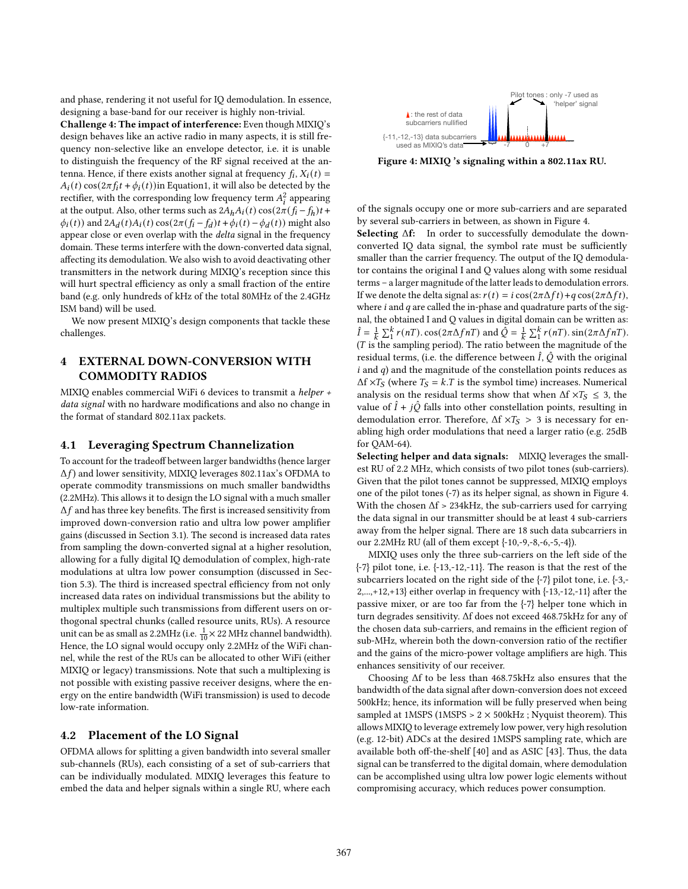and phase, rendering it not useful for IQ demodulation. In essence, designing a base-band for our receiver is highly non-trivial.

**Challenge 4: The impact of interference:** Even though MIXIQ's design behaves like an active radio in many aspects, it is still frequency non-selective like an envelope detector, i.e. it is unable to distinguish the frequency of the RF signal received at the antenna. Hence, if there exists another signal at frequency $f_i$, $X_i(t) = A_i(t)\cos(2\pi f_i t + \phi_i(t))$in Equation1, it will also be detected by the rectifier, with the corresponding low frequency term $A_i^2$ appearing at the output. Also, other terms such as $2A_h A_i(t)\cos(2\pi(f_i - f_h)t + \phi_i(t))$ and $2A_d(t)A_i(t)\cos(2\pi(f_i - f_d)t + \phi_i(t) - \phi_d(t))$ might also appear close or even overlap with the *delta* signal in the frequency domain. These terms interfere with the down-converted data signal, affecting its demodulation. We also wish to avoid deactivating other transmitters in the network during MIXIQ's reception since this will hurt spectral efficiency as only a small fraction of the entire band (e.g. only hundreds of kHz of the total 80MHz of the 2.4GHz ISM band) will be used.

We now present MIXIQ's design components that tackle these challenges.

## 4 EXTERNAL DOWN-CONVERSION WITH COMMODITY RADIOS

MIXIQ enables commercial WiFi 6 devices to transmit a *helper + data signal* with no hardware modifications and also no change in the format of standard 802.11ax packets.

### 4.1 Leveraging Spectrum Channelization

To account for the tradeoff between larger bandwidths (hence larger $\Delta f$) and lower sensitivity, MIXIQ leverages 802.11ax's OFDMA to operate commodity transmissions on much smaller bandwidths (2.2MHz). This allows it to design the LO signal with a much smaller $\Delta f$ and has three key benefits. The first is increased sensitivity from improved down-conversion ratio and ultra low power amplifier gains (discussed in Section 3.1). The second is increased data rates from sampling the down-converted signal at a higher resolution, allowing for a fully digital IQ demodulation of complex, high-rate modulations at ultra low power consumption (discussed in Section 5.3). The third is increased spectral efficiency from not only increased data rates on individual transmissions but the ability to multiplex multiple such transmissions from different users on orthogonal spectral chunks (called resource units, RUs). A resource unit can be as small as 2.2MHz (i.e. $\frac{1}{10} \times 22$ MHz channel bandwidth). Hence, the LO signal would occupy only 2.2MHz of the WiFi channel, while the rest of the RUs can be allocated to other WiFi (either MIXIQ or legacy) transmissions. Note that such a multiplexing is not possible with existing passive receiver designs, where the energy on the entire bandwidth (WiFi transmission) is used to decode low-rate information.

### 4.2 Placement of the LO Signal

OFDMA allows for splitting a given bandwidth into several smaller sub-channels (RUs), each consisting of a set of sub-carriers that can be individually modulated. MIXIQ leverages this feature to embed the data and helper signals within a single RU, where each of the signals occupy one or more sub-carriers and are separated by several sub-carriers in between, as shown in Figure 4.

Figure 4: MIXIQ 's signaling within a 802.11ax RU.

**Selecting Δf:** In order to successfully demodulate the down-converted IQ data signal, the symbol rate must be sufficiently smaller than the carrier frequency. The output of the IQ demodulator contains the original I and Q values along with some residual terms – a larger magnitude of the latter leads to demodulation errors. If we denote the delta signal as: $r(t) = i\cos(2\pi\Delta f t) + q\cos(2\pi\Delta f t)$, where $i$ and $q$ are called the in-phase and quadrature parts of the signal, the obtained I and Q values in digital domain can be written as: $\hat{I} = \frac{1}{k}\sum_1^k r(nT).\cos(2\pi\Delta f nT)$ and $\hat{Q} = \frac{1}{k}\sum_1^k r(nT).\sin(2\pi\Delta f nT)$. ($T$ is the sampling period). The ratio between the magnitude of the residual terms, (i.e. the difference between $\hat{I}$, $\hat{Q}$ with the original $i$ and $q$) and the magnitude of the constellation points reduces as $\Delta f \times T_S$ (where $T_S = k.T$ is the symbol time) increases. Numerical analysis on the residual terms show that when $\Delta f \times T_S \leq 3$, the value of $\hat{I} + j\hat{Q}$ falls into other constellation points, resulting in demodulation error. Therefore, $\Delta f \times T_S > 3$ is necessary for enabling high order modulations that need a larger ratio (e.g. 25dB for QAM-64).

**Selecting helper and data signals:** MIXIQ leverages the smallest RU of 2.2 MHz, which consists of two pilot tones (sub-carriers). Given that the pilot tones cannot be suppressed, MIXIQ employs one of the pilot tones (-7) as its helper signal, as shown in Figure 4. With the chosen Δf > 234kHz, the sub-carriers used for carrying the data signal in our transmitter should be at least 4 sub-carriers away from the helper signal. There are 18 such data subcarriers in our 2.2MHz RU (all of them except {-10,-9,-8,-6,-5,-4}).

MIXIQ uses only the three sub-carriers on the left side of the {-7} pilot tone, i.e. {-13,-12,-11}. The reason is that the rest of the subcarriers located on the right side of the {-7} pilot tone, i.e. {-3,-2,...,+12,+13} either overlap in frequency with {-13,-12,-11} after the passive mixer, or are too far from the {-7} helper tone which in turn degrades sensitivity. Δf does not exceed 468.75kHz for any of the chosen data sub-carriers, and remains in the efficient region of sub-MHz, wherein both the down-conversion ratio of the rectifier and the gains of the micro-power voltage amplifiers are high. This enhances sensitivity of our receiver.

Choosing Δf to be less than 468.75kHz also ensures that the bandwidth of the data signal after down-conversion does not exceed 500kHz; hence, its information will be fully preserved when being sampled at 1MSPS (1MSPS > 2 × 500kHz ; Nyquist theorem). This allows MIXIQ to leverage extremely low power, very high resolution (e.g. 12-bit) ADCs at the desired 1MSPS sampling rate, which are available both off-the-shelf [40] and as ASIC [43]. Thus, the data signal can be transferred to the digital domain, where demodulation can be accomplished using ultra low power logic elements without compromising accuracy, which reduces power consumption.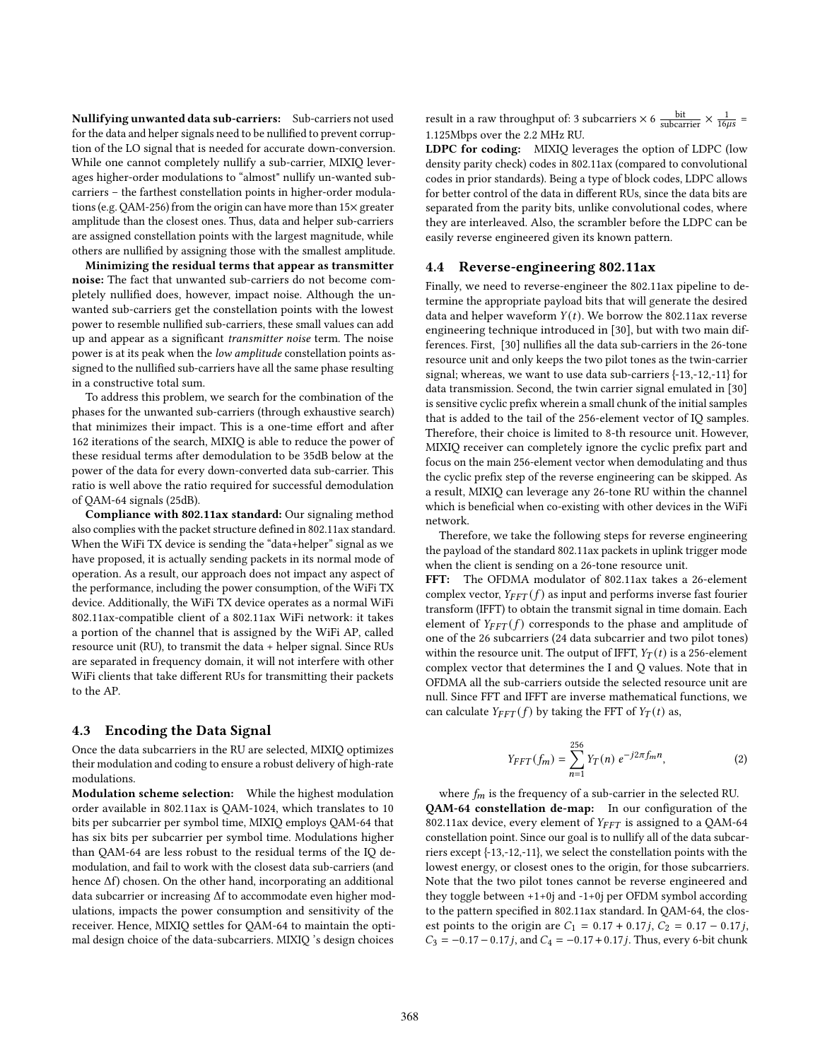**Nullifying unwanted data sub-carriers:** Sub-carriers not used for the data and helper signals need to be nullified to prevent corruption of the LO signal that is needed for accurate down-conversion. While one cannot completely nullify a sub-carrier, MIXIQ leverages higher-order modulations to "almost" nullify un-wanted sub-carriers – the farthest constellation points in higher-order modulations (e.g. QAM-256) from the origin can have more than 15× greater amplitude than the closest ones. Thus, data and helper sub-carriers are assigned constellation points with the largest magnitude, while others are nullified by assigning those with the smallest amplitude.

**Minimizing the residual terms that appear as transmitter noise:** The fact that unwanted sub-carriers do not become completely nullified does, however, impact noise. Although the unwanted sub-carriers get the constellation points with the lowest power to resemble nullified sub-carriers, these small values can add up and appear as a significant *transmitter noise* term. The noise power is at its peak when the *low amplitude* constellation points assigned to the nullified sub-carriers have all the same phase resulting in a constructive total sum.

To address this problem, we search for the combination of the phases for the unwanted sub-carriers (through exhaustive search) that minimizes their impact. This is a one-time effort and after 162 iterations of the search, MIXIQ is able to reduce the power of these residual terms after demodulation to be 35dB below at the power of the data for every down-converted data sub-carrier. This ratio is well above the ratio required for successful demodulation of QAM-64 signals (25dB).

**Compliance with 802.11ax standard:** Our signaling method also complies with the packet structure defined in 802.11ax standard. When the WiFi TX device is sending the "data+helper" signal as we have proposed, it is actually sending packets in its normal mode of operation. As a result, our approach does not impact any aspect of the performance, including the power consumption, of the WiFi TX device. Additionally, the WiFi TX device operates as a normal WiFi 802.11ax-compatible client of a 802.11ax WiFi network: it takes a portion of the channel that is assigned by the WiFi AP, called resource unit (RU), to transmit the data + helper signal. Since RUs are separated in frequency domain, it will not interfere with other WiFi clients that take different RUs for transmitting their packets to the AP.

### 4.3 Encoding the Data Signal

Once the data subcarriers in the RU are selected, MIXIQ optimizes their modulation and coding to ensure a robust delivery of high-rate modulations.

**Modulation scheme selection:** While the highest modulation order available in 802.11ax is QAM-1024, which translates to 10 bits per subcarrier per symbol time, MIXIQ employs QAM-64 that has six bits per subcarrier per symbol time. Modulations higher than QAM-64 are less robust to the residual terms of the IQ demodulation, and fail to work with the closest data sub-carriers (and hence Δf) chosen. On the other hand, incorporating an additional data subcarrier or increasing Δf to accommodate even higher modulations, impacts the power consumption and sensitivity of the receiver. Hence, MIXIQ settles for QAM-64 to maintain the optimal design choice of the data-subcarriers. MIXIQ 's design choices result in a raw throughput of: 3 subcarriers × 6 $\frac{\text{bit}}{\text{subcarrier}} \times \frac{1}{16\mu s}$ = 1.125Mbps over the 2.2 MHz RU.

**LDPC for coding:** MIXIQ leverages the option of LDPC (low density parity check) codes in 802.11ax (compared to convolutional codes in prior standards). Being a type of block codes, LDPC allows for better control of the data in different RUs, since the data bits are separated from the parity bits, unlike convolutional codes, where they are interleaved. Also, the scrambler before the LDPC can be easily reverse engineered given its known pattern.

### 4.4 Reverse-engineering 802.11ax

Finally, we need to reverse-engineer the 802.11ax pipeline to determine the appropriate payload bits that will generate the desired data and helper waveform $Y(t)$. We borrow the 802.11ax reverse engineering technique introduced in [30], but with two main differences. First, [30] nullifies all the data sub-carriers in the 26-tone resource unit and only keeps the two pilot tones as the twin-carrier signal; whereas, we want to use data sub-carriers {-13,-12,-11} for data transmission. Second, the twin carrier signal emulated in [30] is sensitive cyclic prefix wherein a small chunk of the initial samples that is added to the tail of the 256-element vector of IQ samples. Therefore, their choice is limited to 8-th resource unit. However, MIXIQ receiver can completely ignore the cyclic prefix part and focus on the main 256-element vector when demodulating and thus the cyclic prefix step of the reverse engineering can be skipped. As a result, MIXIQ can leverage any 26-tone RU within the channel which is beneficial when co-existing with other devices in the WiFi network.

Therefore, we take the following steps for reverse engineering the payload of the standard 802.11ax packets in uplink trigger mode when the client is sending on a 26-tone resource unit.

**FFT:** The OFDMA modulator of 802.11ax takes a 26-element complex vector, $Y_{FFT}(f)$ as input and performs inverse fast fourier transform (IFFT) to obtain the transmit signal in time domain. Each element of $Y_{FFT}(f)$ corresponds to the phase and amplitude of one of the 26 subcarriers (24 data subcarrier and two pilot tones) within the resource unit. The output of IFFT, $Y_T(t)$ is a 256-element complex vector that determines the I and Q values. Note that in OFDMA all the sub-carriers outside the selected resource unit are null. Since FFT and IFFT are inverse mathematical functions, we can calculate $Y_{FFT}(f)$ by taking the FFT of $Y_T(t)$ as,

$$Y_{FFT}(f_m) = \sum_{n=1}^{256} Y_T(n)\ e^{-j2\pi f_m n}, \tag{2}$$

where $f_m$ is the frequency of a sub-carrier in the selected RU.

**QAM-64 constellation de-map:** In our configuration of the 802.11ax device, every element of $Y_{FFT}$ is assigned to a QAM-64 constellation point. Since our goal is to nullify all of the data subcarriers except {-13,-12,-11}, we select the constellation points with the lowest energy, or closest ones to the origin, for those subcarriers. Note that the two pilot tones cannot be reverse engineered and they toggle between +1+0j and -1+0j per OFDM symbol according to the pattern specified in 802.11ax standard. In QAM-64, the closest points to the origin are $C_1 = 0.17 + 0.17j$, $C_2 = 0.17 - 0.17j$, $C_3 = -0.17 - 0.17j$, and $C_4 = -0.17 + 0.17j$. Thus, every 6-bit chunk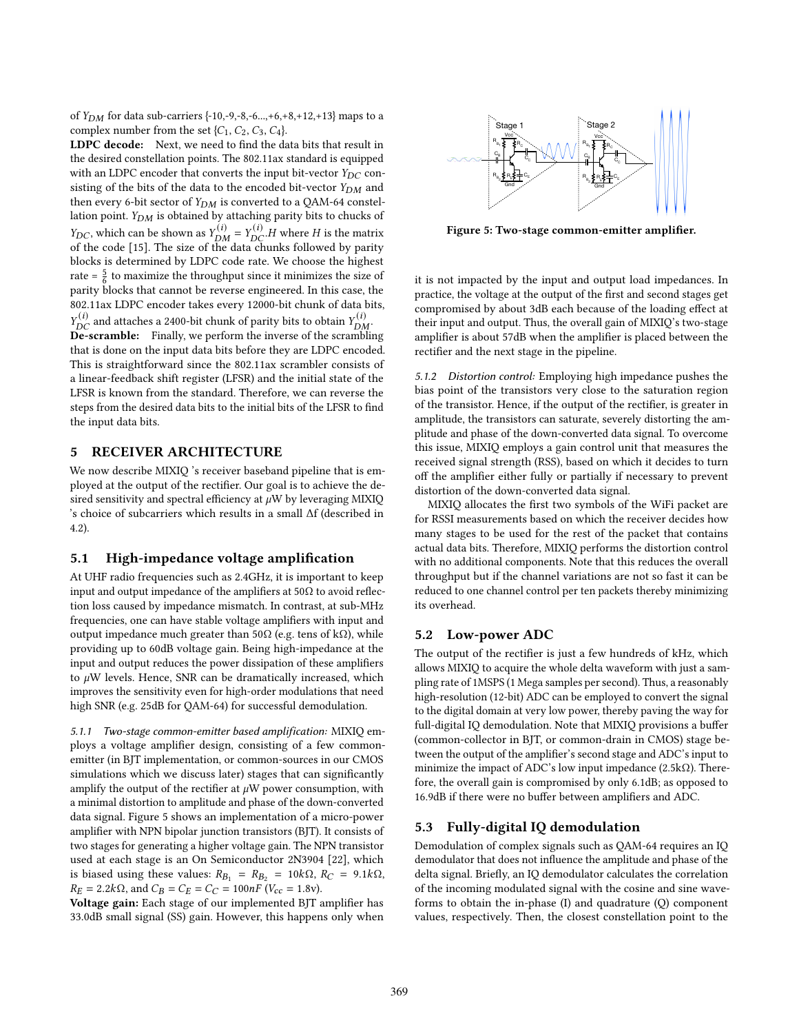of $Y_{DM}$ for data sub-carriers {-10,-9,-8,-6...,+6,+8,+12,+13} maps to a complex number from the set {$C_1$, $C_2$, $C_3$, $C_4$}.

**LDPC decode:** Next, we need to find the data bits that result in the desired constellation points. The 802.11ax standard is equipped with an LDPC encoder that converts the input bit-vector $Y_{DC}$ consisting of the bits of the data to the encoded bit-vector $Y_{DM}$ and then every 6-bit sector of $Y_{DM}$ is converted to a QAM-64 constellation point. $Y_{DM}$ is obtained by attaching parity bits to chucks of $Y_{DC}$, which can be shown as $Y_{DM}^{(i)} = Y_{DC}^{(i)}.H$ where $H$ is the matrix of the code [15]. The size of the data chunks followed by parity blocks is determined by LDPC code rate. We choose the highest rate = $\frac{5}{6}$ to maximize the throughput since it minimizes the size of parity blocks that cannot be reverse engineered. In this case, the 802.11ax LDPC encoder takes every 12000-bit chunk of data bits, $Y_{DC}^{(i)}$ and attaches a 2400-bit chunk of parity bits to obtain $Y_{DM}^{(i)}$.

**De-scramble:** Finally, we perform the inverse of the scrambling that is done on the input data bits before they are LDPC encoded. This is straightforward since the 802.11ax scrambler consists of a linear-feedback shift register (LFSR) and the initial state of the LFSR is known from the standard. Therefore, we can reverse the steps from the desired data bits to the initial bits of the LFSR to find the input data bits.

## 5 RECEIVER ARCHITECTURE

We now describe MIXIQ 's receiver baseband pipeline that is employed at the output of the rectifier. Our goal is to achieve the desired sensitivity and spectral efficiency at $\mu$W by leveraging MIXIQ 's choice of subcarriers which results in a small $\Delta$f (described in 4.2).

### 5.1 High-impedance voltage amplification

At UHF radio frequencies such as 2.4GHz, it is important to keep input and output impedance of the amplifiers at 50Ω to avoid reflection loss caused by impedance mismatch. In contrast, at sub-MHz frequencies, one can have stable voltage amplifiers with input and output impedance much greater than 50Ω (e.g. tens of kΩ), while providing up to 60dB voltage gain. Being high-impedance at the input and output reduces the power dissipation of these amplifiers to $\mu$W levels. Hence, SNR can be dramatically increased, which improves the sensitivity even for high-order modulations that need high SNR (e.g. 25dB for QAM-64) for successful demodulation.

*5.1.1 Two-stage common-emitter based amplification:* MIXIQ employs a voltage amplifier design, consisting of a few common-emitter (in BJT implementation, or common-sources in our CMOS simulations which we discuss later) stages that can significantly amplify the output of the rectifier at $\mu$W power consumption, with a minimal distortion to amplitude and phase of the down-converted data signal. Figure 5 shows an implementation of a micro-power amplifier with NPN bipolar junction transistors (BJT). It consists of two stages for generating a higher voltage gain. The NPN transistor used at each stage is an On Semiconductor 2N3904 [22], which is biased using these values: $R_{B_1} = R_{B_2} = 10k\Omega$, $R_C = 9.1k\Omega$, $R_E = 2.2k\Omega$, and $C_B = C_E = C_C = 100nF$ ($V_{cc} = 1.8$v).

**Voltage gain:** Each stage of our implemented BJT amplifier has 33.0dB small signal (SS) gain. However, this happens only when

Figure 5: Two-stage common-emitter amplifier.

it is not impacted by the input and output load impedances. In practice, the voltage at the output of the first and second stages get compromised by about 3dB each because of the loading effect at their input and output. Thus, the overall gain of MIXIQ's two-stage amplifier is about 57dB when the amplifier is placed between the rectifier and the next stage in the pipeline.

*5.1.2 Distortion control:* Employing high impedance pushes the bias point of the transistors very close to the saturation region of the transistor. Hence, if the output of the rectifier, is greater in amplitude, the transistors can saturate, severely distorting the amplitude and phase of the down-converted data signal. To overcome this issue, MIXIQ employs a gain control unit that measures the received signal strength (RSS), based on which it decides to turn off the amplifier either fully or partially if necessary to prevent distortion of the down-converted data signal.

MIXIQ allocates the first two symbols of the WiFi packet are for RSSI measurements based on which the receiver decides how many stages to be used for the rest of the packet that contains actual data bits. Therefore, MIXIQ performs the distortion control with no additional components. Note that this reduces the overall throughput but if the channel variations are not so fast it can be reduced to one channel control per ten packets thereby minimizing its overhead.

### 5.2 Low-power ADC

The output of the rectifier is just a few hundreds of kHz, which allows MIXIQ to acquire the whole delta waveform with just a sampling rate of 1MSPS (1 Mega samples per second). Thus, a reasonably high-resolution (12-bit) ADC can be employed to convert the signal to the digital domain at very low power, thereby paving the way for full-digital IQ demodulation. Note that MIXIQ provisions a buffer (common-collector in BJT, or common-drain in CMOS) stage between the output of the amplifier's second stage and ADC's input to minimize the impact of ADC's low input impedance (2.5kΩ). Therefore, the overall gain is compromised by only 6.1dB; as opposed to 16.9dB if there were no buffer between amplifiers and ADC.

### 5.3 Fully-digital IQ demodulation

Demodulation of complex signals such as QAM-64 requires an IQ demodulator that does not influence the amplitude and phase of the delta signal. Briefly, an IQ demodulator calculates the correlation of the incoming modulated signal with the cosine and sine waveforms to obtain the in-phase (I) and quadrature (Q) component values, respectively. Then, the closest constellation point to the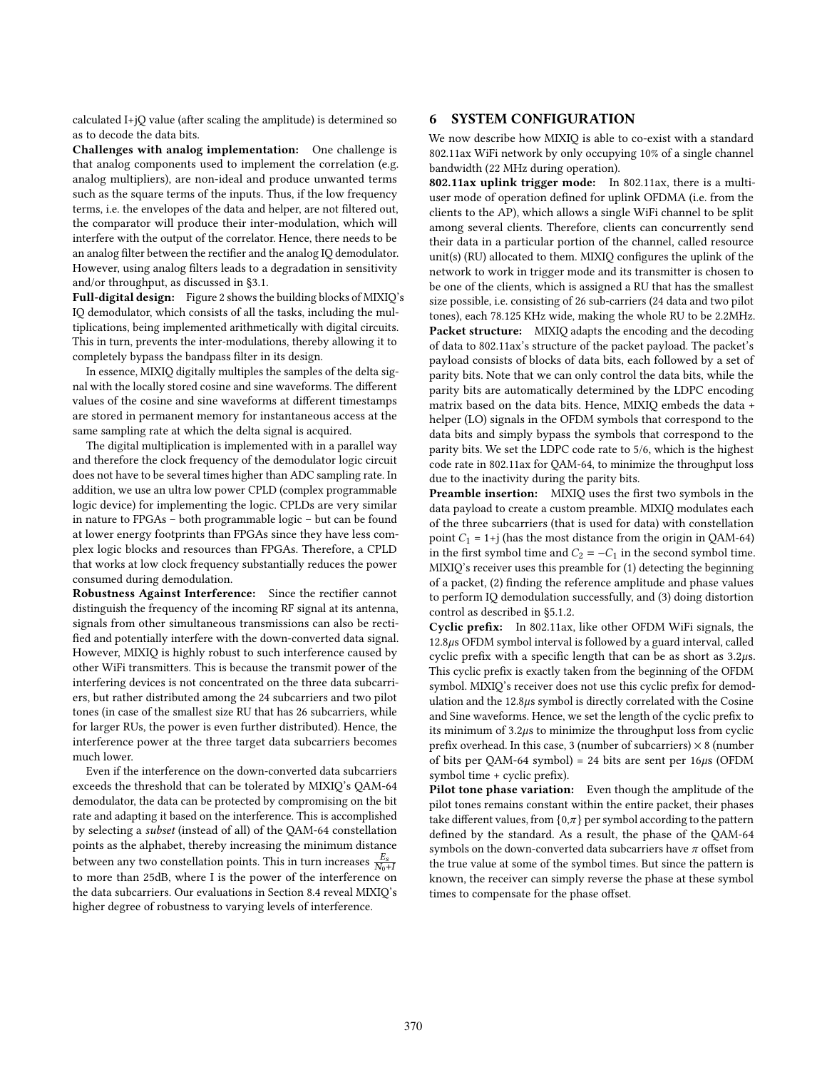calculated I+jQ value (after scaling the amplitude) is determined so as to decode the data bits.

**Challenges with analog implementation:** One challenge is that analog components used to implement the correlation (e.g. analog multipliers), are non-ideal and produce unwanted terms such as the square terms of the inputs. Thus, if the low frequency terms, i.e. the envelopes of the data and helper, are not filtered out, the comparator will produce their inter-modulation, which will interfere with the output of the correlator. Hence, there needs to be an analog filter between the rectifier and the analog IQ demodulator. However, using analog filters leads to a degradation in sensitivity and/or throughput, as discussed in §3.1.

**Full-digital design:** Figure 2 shows the building blocks of MIXIQ's IQ demodulator, which consists of all the tasks, including the multiplications, being implemented arithmetically with digital circuits. This in turn, prevents the inter-modulations, thereby allowing it to completely bypass the bandpass filter in its design.

In essence, MIXIQ digitally multiples the samples of the delta signal with the locally stored cosine and sine waveforms. The different values of the cosine and sine waveforms at different timestamps are stored in permanent memory for instantaneous access at the same sampling rate at which the delta signal is acquired.

The digital multiplication is implemented with in a parallel way and therefore the clock frequency of the demodulator logic circuit does not have to be several times higher than ADC sampling rate. In addition, we use an ultra low power CPLD (complex programmable logic device) for implementing the logic. CPLDs are very similar in nature to FPGAs – both programmable logic – but can be found at lower energy footprints than FPGAs since they have less complex logic blocks and resources than FPGAs. Therefore, a CPLD that works at low clock frequency substantially reduces the power consumed during demodulation.

**Robustness Against Interference:** Since the rectifier cannot distinguish the frequency of the incoming RF signal at its antenna, signals from other simultaneous transmissions can also be rectified and potentially interfere with the down-converted data signal. However, MIXIQ is highly robust to such interference caused by other WiFi transmitters. This is because the transmit power of the interfering devices is not concentrated on the three data subcarriers, but rather distributed among the 24 subcarriers and two pilot tones (in case of the smallest size RU that has 26 subcarriers, while for larger RUs, the power is even further distributed). Hence, the interference power at the three target data subcarriers becomes much lower.

Even if the interference on the down-converted data subcarriers exceeds the threshold that can be tolerated by MIXIQ's QAM-64 demodulator, the data can be protected by compromising on the bit rate and adapting it based on the interference. This is accomplished by selecting a *subset* (instead of all) of the QAM-64 constellation points as the alphabet, thereby increasing the minimum distance between any two constellation points. This in turn increases $\frac{E_s}{N_0+I}$ to more than 25dB, where I is the power of the interference on the data subcarriers. Our evaluations in Section 8.4 reveal MIXIQ's higher degree of robustness to varying levels of interference.

## 6 SYSTEM CONFIGURATION

We now describe how MIXIQ is able to co-exist with a standard 802.11ax WiFi network by only occupying 10% of a single channel bandwidth (22 MHz during operation).

**802.11ax uplink trigger mode:** In 802.11ax, there is a multi-user mode of operation defined for uplink OFDMA (i.e. from the clients to the AP), which allows a single WiFi channel to be split among several clients. Therefore, clients can concurrently send their data in a particular portion of the channel, called resource unit(s) (RU) allocated to them. MIXIQ configures the uplink of the network to work in trigger mode and its transmitter is chosen to be one of the clients, which is assigned a RU that has the smallest size possible, i.e. consisting of 26 sub-carriers (24 data and two pilot tones), each 78.125 KHz wide, making the whole RU to be 2.2MHz.

**Packet structure:** MIXIQ adapts the encoding and the decoding of data to 802.11ax's structure of the packet payload. The packet's payload consists of blocks of data bits, each followed by a set of parity bits. Note that we can only control the data bits, while the parity bits are automatically determined by the LDPC encoding matrix based on the data bits. Hence, MIXIQ embeds the data + helper (LO) signals in the OFDM symbols that correspond to the data bits and simply bypass the symbols that correspond to the parity bits. We set the LDPC code rate to 5/6, which is the highest code rate in 802.11ax for QAM-64, to minimize the throughput loss due to the inactivity during the parity bits.

**Preamble insertion:** MIXIQ uses the first two symbols in the data payload to create a custom preamble. MIXIQ modulates each of the three subcarriers (that is used for data) with constellation point $C_1 = 1+j$ (has the most distance from the origin in QAM-64) in the first symbol time and $C_2 = -C_1$ in the second symbol time. MIXIQ's receiver uses this preamble for (1) detecting the beginning of a packet, (2) finding the reference amplitude and phase values to perform IQ demodulation successfully, and (3) doing distortion control as described in §5.1.2.

**Cyclic prefix:** In 802.11ax, like other OFDM WiFi signals, the 12.8$\mu$s OFDM symbol interval is followed by a guard interval, called cyclic prefix with a specific length that can be as short as 3.2$\mu$s. This cyclic prefix is exactly taken from the beginning of the OFDM symbol. MIXIQ's receiver does not use this cyclic prefix for demodulation and the 12.8$\mu$s symbol is directly correlated with the Cosine and Sine waveforms. Hence, we set the length of the cyclic prefix to its minimum of 3.2$\mu$s to minimize the throughput loss from cyclic prefix overhead. In this case, 3 (number of subcarriers) × 8 (number of bits per QAM-64 symbol) = 24 bits are sent per 16$\mu$s (OFDM symbol time + cyclic prefix).

**Pilot tone phase variation:** Even though the amplitude of the pilot tones remains constant within the entire packet, their phases take different values, from $\{0,\pi\}$ per symbol according to the pattern defined by the standard. As a result, the phase of the QAM-64 symbols on the down-converted data subcarriers have $\pi$ offset from the true value at some of the symbol times. But since the pattern is known, the receiver can simply reverse the phase at these symbol times to compensate for the phase offset.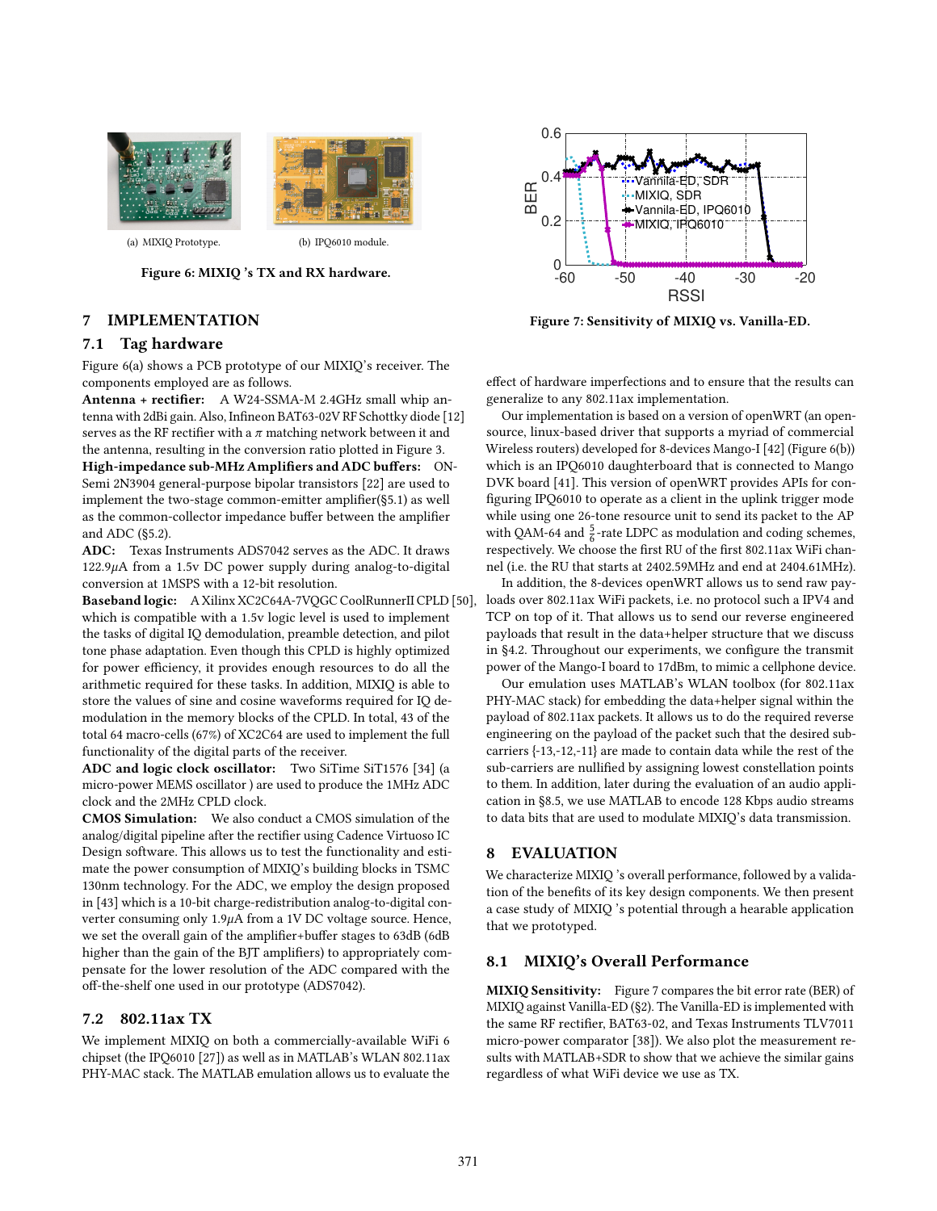(a) MIXIQ Prototype.

(b) IPQ6010 module.

**Figure 6: MIXIQ 's TX and RX hardware.**

## 7 IMPLEMENTATION

### 7.1 Tag hardware

Figure 6(a) shows a PCB prototype of our MIXIQ's receiver. The components employed are as follows.

**Antenna + rectifier:** A W24-SSMA-M 2.4GHz small whip antenna with 2dBi gain. Also, Infineon BAT63-02V RF Schottky diode [12] serves as the RF rectifier with a $\pi$ matching network between it and the antenna, resulting in the conversion ratio plotted in Figure 3.

**High-impedance sub-MHz Amplifiers and ADC buffers:** ON-Semi 2N3904 general-purpose bipolar transistors [22] are used to implement the two-stage common-emitter amplifier(§5.1) as well as the common-collector impedance buffer between the amplifier and ADC (§5.2).

**ADC:** Texas Instruments ADS7042 serves as the ADC. It draws 122.9$\mu$A from a 1.5v DC power supply during analog-to-digital conversion at 1MSPS with a 12-bit resolution.

**Baseband logic:** A Xilinx XC2C64A-7VQGC CoolRunnerII CPLD [50], which is compatible with a 1.5v logic level is used to implement the tasks of digital IQ demodulation, preamble detection, and pilot tone phase adaptation. Even though this CPLD is highly optimized for power efficiency, it provides enough resources to do all the arithmetic required for these tasks. In addition, MIXIQ is able to store the values of sine and cosine waveforms required for IQ demodulation in the memory blocks of the CPLD. In total, 43 of the total 64 macro-cells (67%) of XC2C64 are used to implement the full functionality of the digital parts of the receiver.

**ADC and logic clock oscillator:** Two SiTime SiT1576 [34] (a micro-power MEMS oscillator ) are used to produce the 1MHz ADC clock and the 2MHz CPLD clock.

**CMOS Simulation:** We also conduct a CMOS simulation of the analog/digital pipeline after the rectifier using Cadence Virtuoso IC Design software. This allows us to test the functionality and estimate the power consumption of MIXIQ's building blocks in TSMC 130nm technology. For the ADC, we employ the design proposed in [43] which is a 10-bit charge-redistribution analog-to-digital converter consuming only 1.9$\mu$A from a 1V DC voltage source. Hence, we set the overall gain of the amplifier+buffer stages to 63dB (6dB higher than the gain of the BJT amplifiers) to appropriately compensate for the lower resolution of the ADC compared with the off-the-shelf one used in our prototype (ADS7042).

### 7.2 802.11ax TX

We implement MIXIQ on both a commercially-available WiFi 6 chipset (the IPQ6010 [27]) as well as in MATLAB's WLAN 802.11ax PHY-MAC stack. The MATLAB emulation allows us to evaluate the effect of hardware imperfections and to ensure that the results can generalize to any 802.11ax implementation.

Our implementation is based on a version of openWRT (an open-source, linux-based driver that supports a myriad of commercial Wireless routers) developed for 8-devices Mango-I [42] (Figure 6(b)) which is an IPQ6010 daughterboard that is connected to Mango DVK board [41]. This version of openWRT provides APIs for configuring IPQ6010 to operate as a client in the uplink trigger mode while using one 26-tone resource unit to send its packet to the AP with QAM-64 and $\frac{5}{6}$-rate LDPC as modulation and coding schemes, respectively. We choose the first RU of the first 802.11ax WiFi channel (i.e. the RU that starts at 2402.59MHz and end at 2404.61MHz).

In addition, the 8-devices openWRT allows us to send raw payloads over 802.11ax WiFi packets, i.e. no protocol such a IPV4 and TCP on top of it. That allows us to send our reverse engineered payloads that result in the data+helper structure that we discuss in §4.2. Throughout our experiments, we configure the transmit power of the Mango-I board to 17dBm, to mimic a cellphone device.

Our emulation uses MATLAB's WLAN toolbox (for 802.11ax PHY-MAC stack) for embedding the data+helper signal within the payload of 802.11ax packets. It allows us to do the required reverse engineering on the payload of the packet such that the desired sub-carriers {-13,-12,-11} are made to contain data while the rest of the sub-carriers are nullified by assigning lowest constellation points to them. In addition, later during the evaluation of an audio application in §8.5, we use MATLAB to encode 128 Kbps audio streams to data bits that are used to modulate MIXIQ's data transmission.

**Figure 7: Sensitivity of MIXIQ vs. Vanilla-ED.**

## 8 EVALUATION

We characterize MIXIQ 's overall performance, followed by a validation of the benefits of its key design components. We then present a case study of MIXIQ 's potential through a hearable application that we prototyped.

### 8.1 MIXIQ's Overall Performance

**MIXIQ Sensitivity:** Figure 7 compares the bit error rate (BER) of MIXIQ against Vanilla-ED (§2). The Vanilla-ED is implemented with the same RF rectifier, BAT63-02, and Texas Instruments TLV7011 micro-power comparator [38]). We also plot the measurement results with MATLAB+SDR to show that we achieve the similar gains regardless of what WiFi device we use as TX.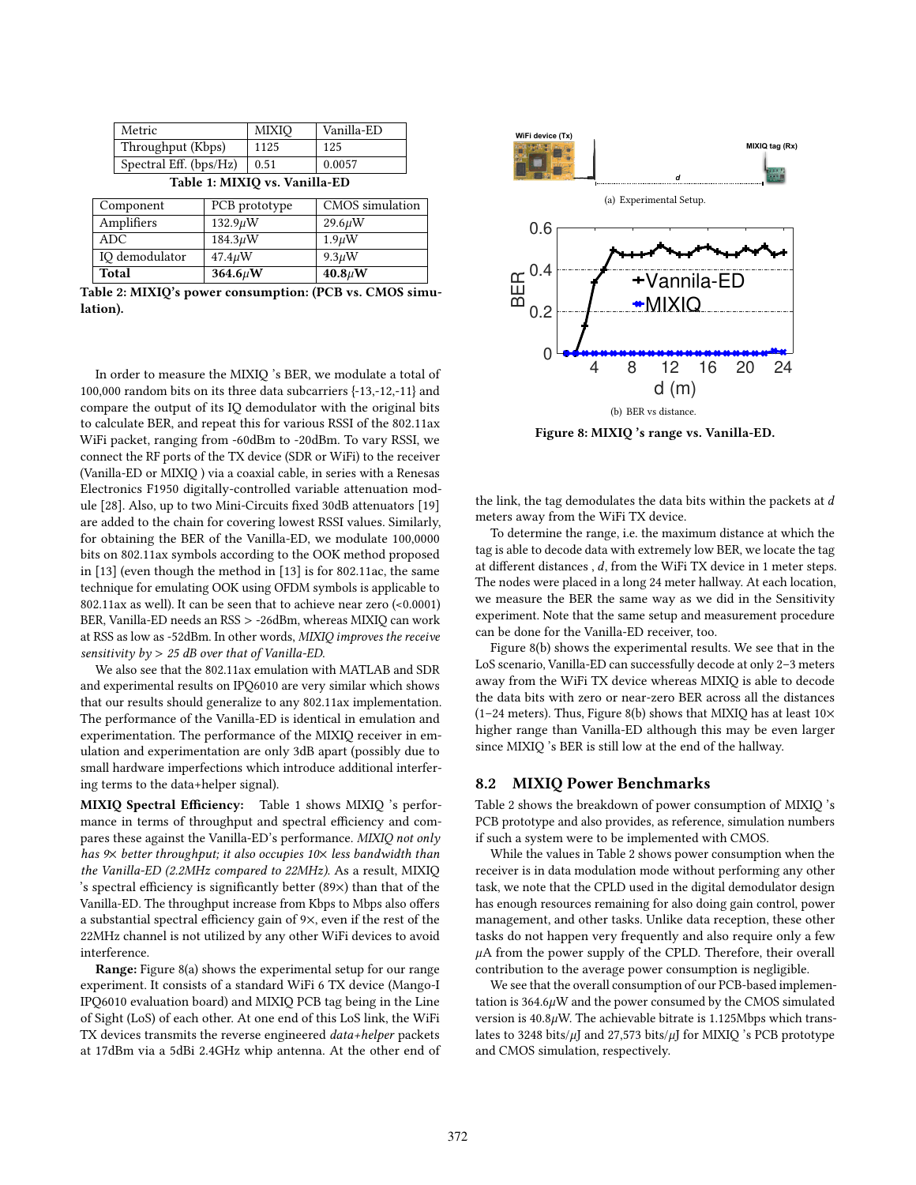| Metric | MIXIQ | Vanilla-ED |
| --- | --- | --- |
| Throughput (Kbps) | 1125 | 125 |
| Spectral Eff. (bps/Hz) | 0.51 | 0.0057 |

**Table 1: MIXIQ vs. Vanilla-ED**

| Component | PCB prototype | CMOS simulation |
| --- | --- | --- |
| Amplifiers | 132.9$\mu$W | 29.6$\mu$W |
| ADC | 184.3$\mu$W | 1.9$\mu$W |
| IQ demodulator | 47.4$\mu$W | 9.3$\mu$W |
| **Total** | **364.6$\mu$W** | **40.8$\mu$W** |

**Table 2: MIXIQ's power consumption: (PCB vs. CMOS simulation).**

In order to measure the MIXIQ 's BER, we modulate a total of 100,000 random bits on its three data subcarriers {-13,-12,-11} and compare the output of its IQ demodulator with the original bits to calculate BER, and repeat this for various RSSI of the 802.11ax WiFi packet, ranging from -60dBm to -20dBm. To vary RSSI, we connect the RF ports of the TX device (SDR or WiFi) to the receiver (Vanilla-ED or MIXIQ ) via a coaxial cable, in series with a Renesas Electronics F1950 digitally-controlled variable attenuation module [28]. Also, up to two Mini-Circuits fixed 30dB attenuators [19] are added to the chain for covering lowest RSSI values. Similarly, for obtaining the BER of the Vanilla-ED, we modulate 100,0000 bits on 802.11ax symbols according to the OOK method proposed in [13] (even though the method in [13] is for 802.11ac, the same technique for emulating OOK using OFDM symbols is applicable to 802.11ax as well). It can be seen that to achieve near zero (<0.0001) BER, Vanilla-ED needs an RSS > -26dBm, whereas MIXIQ can work at RSS as low as -52dBm. In other words, *MIXIQ improves the receive sensitivity by > 25 dB over that of Vanilla-ED.*

We also see that the 802.11ax emulation with MATLAB and SDR and experimental results on IPQ6010 are very similar which shows that our results should generalize to any 802.11ax implementation. The performance of the Vanilla-ED is identical in emulation and experimentation. The performance of the MIXIQ receiver in emulation and experimentation are only 3dB apart (possibly due to small hardware imperfections which introduce additional interfering terms to the data+helper signal).

**MIXIQ Spectral Efficiency:** Table 1 shows MIXIQ 's performance in terms of throughput and spectral efficiency and compares these against the Vanilla-ED's performance. *MIXIQ not only has 9× better throughput; it also occupies 10× less bandwidth than the Vanilla-ED (2.2MHz compared to 22MHz).* As a result, MIXIQ 's spectral efficiency is significantly better (89×) than that of the Vanilla-ED. The throughput increase from Kbps to Mbps also offers a substantial spectral efficiency gain of 9×, even if the rest of the 22MHz channel is not utilized by any other WiFi devices to avoid interference.

**Range:** Figure 8(a) shows the experimental setup for our range experiment. It consists of a standard WiFi 6 TX device (Mango-I IPQ6010 evaluation board) and MIXIQ PCB tag being in the Line of Sight (LoS) of each other. At one end of this LoS link, the WiFi TX devices transmits the reverse engineered *data+helper* packets at 17dBm via a 5dBi 2.4GHz whip antenna. At the other end of the link, the tag demodulates the data bits within the packets at $d$ meters away from the WiFi TX device.

(a) Experimental Setup.

(b) BER vs distance.

**Figure 8: MIXIQ 's range vs. Vanilla-ED.**

To determine the range, i.e. the maximum distance at which the tag is able to decode data with extremely low BER, we locate the tag at different distances , $d$, from the WiFi TX device in 1 meter steps. The nodes were placed in a long 24 meter hallway. At each location, we measure the BER the same way as we did in the Sensitivity experiment. Note that the same setup and measurement procedure can be done for the Vanilla-ED receiver, too.

Figure 8(b) shows the experimental results. We see that in the LoS scenario, Vanilla-ED can successfully decode at only 2–3 meters away from the WiFi TX device whereas MIXIQ is able to decode the data bits with zero or near-zero BER across all the distances (1–24 meters). Thus, Figure 8(b) shows that MIXIQ has at least 10× higher range than Vanilla-ED although this may be even larger since MIXIQ 's BER is still low at the end of the hallway.

## 8.2 MIXIQ Power Benchmarks

Table 2 shows the breakdown of power consumption of MIXIQ 's PCB prototype and also provides, as reference, simulation numbers if such a system were to be implemented with CMOS.

While the values in Table 2 shows power consumption when the receiver is in data modulation mode without performing any other task, we note that the CPLD used in the digital demodulator design has enough resources remaining for also doing gain control, power management, and other tasks. Unlike data reception, these other tasks do not happen very frequently and also require only a few $\mu$A from the power supply of the CPLD. Therefore, their overall contribution to the average power consumption is negligible.

We see that the overall consumption of our PCB-based implementation is 364.6$\mu$W and the power consumed by the CMOS simulated version is 40.8$\mu$W. The achievable bitrate is 1.125Mbps which translates to 3248 bits/$\mu$J and 27,573 bits/$\mu$J for MIXIQ 's PCB prototype and CMOS simulation, respectively.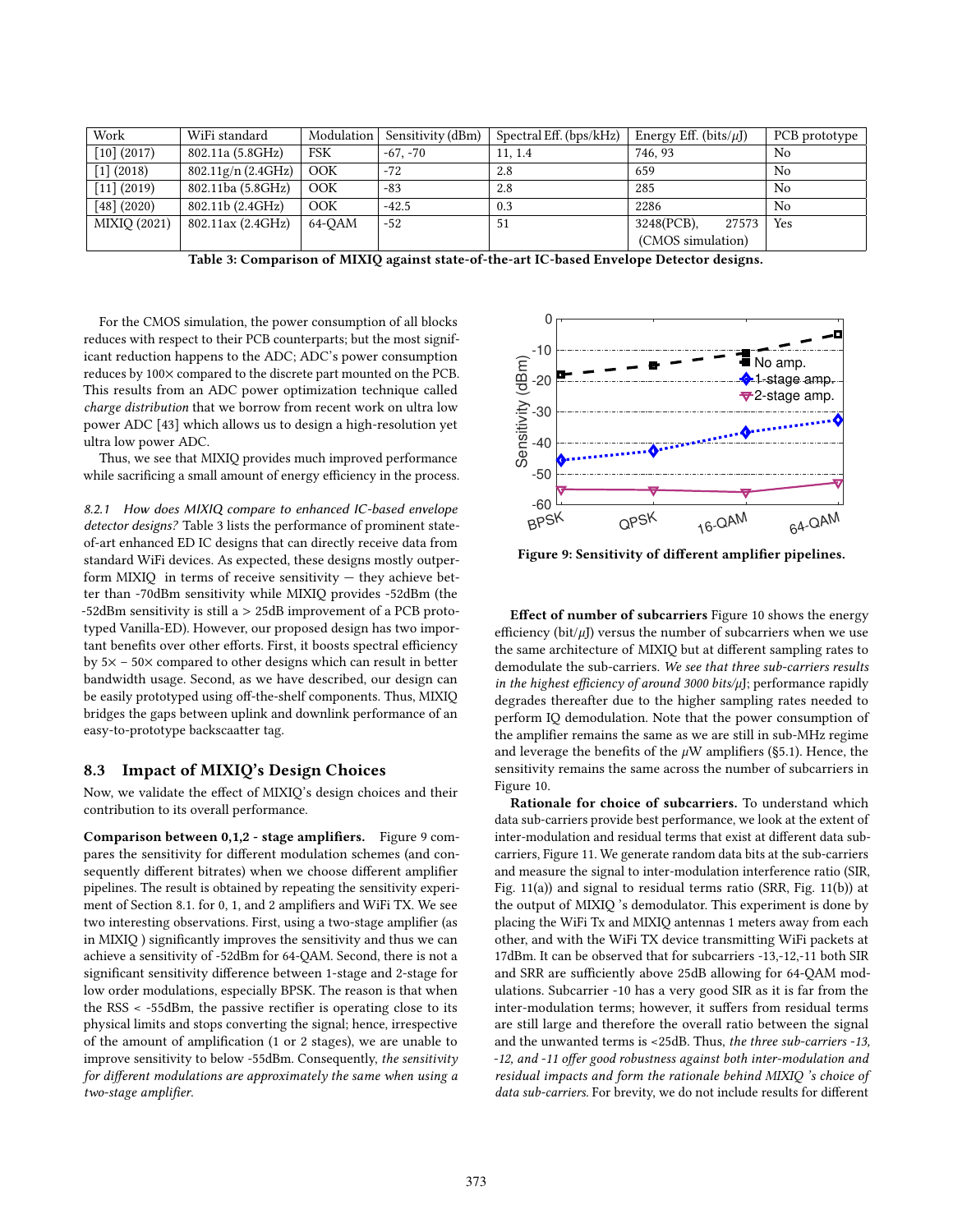| Work | WiFi standard | Modulation | Sensitivity (dBm) | Spectral Eff. (bps/kHz) | Energy Eff. (bits/μJ) | PCB prototype |
| --- | --- | --- | --- | --- | --- | --- |
| [10] (2017) | 802.11a (5.8GHz) | FSK | -67, -70 | 11, 1.4 | 746, 93 | No |
| [1] (2018) | 802.11g/n (2.4GHz) | OOK | -72 | 2.8 | 659 | No |
| [11] (2019) | 802.11ba (5.8GHz) | OOK | -83 | 2.8 | 285 | No |
| [48] (2020) | 802.11b (2.4GHz) | OOK | -42.5 | 0.3 | 2286 | No |
| MIXIQ (2021) | 802.11ax (2.4GHz) | 64-QAM | -52 | 51 | 3248(PCB), 27573 (CMOS simulation) | Yes |

**Table 3: Comparison of MIXIQ against state-of-the-art IC-based Envelope Detector designs.**

For the CMOS simulation, the power consumption of all blocks reduces with respect to their PCB counterparts; but the most significant reduction happens to the ADC; ADC's power consumption reduces by 100× compared to the discrete part mounted on the PCB. This results from an ADC power optimization technique called *charge distribution* that we borrow from recent work on ultra low power ADC [43] which allows us to design a high-resolution yet ultra low power ADC.

Thus, we see that MIXIQ provides much improved performance while sacrificing a small amount of energy efficiency in the process.

*8.2.1 How does MIXIQ compare to enhanced IC-based envelope detector designs?* Table 3 lists the performance of prominent state-of-art enhanced ED IC designs that can directly receive data from standard WiFi devices. As expected, these designs mostly outperform MIXIQ in terms of receive sensitivity — they achieve better than -70dBm sensitivity while MIXIQ provides -52dBm (the -52dBm sensitivity is still a > 25dB improvement of a PCB prototyped Vanilla-ED). However, our proposed design has two important benefits over other efforts. First, it boosts spectral efficiency by 5× – 50× compared to other designs which can result in better bandwidth usage. Second, as we have described, our design can be easily prototyped using off-the-shelf components. Thus, MIXIQ bridges the gaps between uplink and downlink performance of an easy-to-prototype backscatter tag.

## 8.3 Impact of MIXIQ's Design Choices

Now, we validate the effect of MIXIQ's design choices and their contribution to its overall performance.

**Comparison between 0,1,2 - stage amplifiers.** Figure 9 compares the sensitivity for different modulation schemes (and consequently different bitrates) when we choose different amplifier pipelines. The result is obtained by repeating the sensitivity experiment of Section 8.1. for 0, 1, and 2 amplifiers and WiFi TX. We see two interesting observations. First, using a two-stage amplifier (as in MIXIQ ) significantly improves the sensitivity and thus we can achieve a sensitivity of -52dBm for 64-QAM. Second, there is not a significant sensitivity difference between 1-stage and 2-stage for low order modulations, especially BPSK. The reason is that when the RSS < -55dBm, the passive rectifier is operating close to its physical limits and stops converting the signal; hence, irrespective of the amount of amplification (1 or 2 stages), we are unable to improve sensitivity to below -55dBm. Consequently, *the sensitivity for different modulations are approximately the same when using a two-stage amplifier.*

**Figure 9: Sensitivity of different amplifier pipelines.**

**Effect of number of subcarriers** Figure 10 shows the energy efficiency (bit/μJ) versus the number of subcarriers when we use the same architecture of MIXIQ but at different sampling rates to demodulate the sub-carriers. *We see that three sub-carriers results in the highest efficiency of around 3000 bits/μJ*; performance rapidly degrades thereafter due to the higher sampling rates needed to perform IQ demodulation. Note that the power consumption of the amplifier remains the same as we are still in sub-MHz regime and leverage the benefits of the μW amplifiers (§5.1). Hence, the sensitivity remains the same across the number of subcarriers in Figure 10.

**Rationale for choice of subcarriers.** To understand which data sub-carriers provide best performance, we look at the extent of inter-modulation and residual terms that exist at different data subcarriers, Figure 11. We generate random data bits at the sub-carriers and measure the signal to inter-modulation interference ratio (SIR, Fig. 11(a)) and signal to residual terms ratio (SRR, Fig. 11(b)) at the output of MIXIQ 's demodulator. This experiment is done by placing the WiFi Tx and MIXIQ antennas 1 meters away from each other, and with the WiFi TX device transmitting WiFi packets at 17dBm. It can be observed that for subcarriers -13,-12,-11 both SIR and SRR are sufficiently above 25dB allowing for 64-QAM modulations. Subcarrier -10 has a very good SIR as it is far from the inter-modulation terms; however, it suffers from residual terms are still large and therefore the overall ratio between the signal and the unwanted terms is <25dB. Thus, *the three sub-carriers -13, -12, and -11 offer good robustness against both inter-modulation and residual impacts and form the rationale behind MIXIQ 's choice of data sub-carriers.* For brevity, we do not include results for different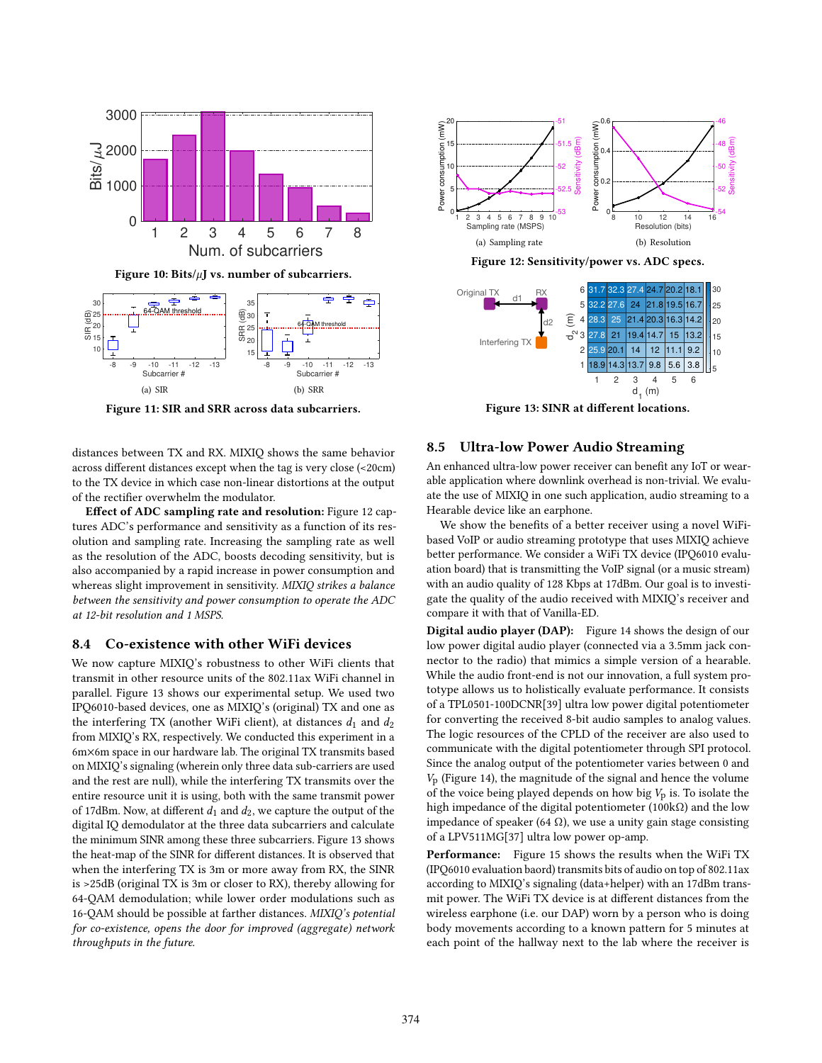Figure 10: Bits/$\mu$J vs. number of subcarriers.

(a) SIR

(b) SRR

Figure 11: SIR and SRR across data subcarriers.

(a) Sampling rate

(b) Resolution

Figure 12: Sensitivity/power vs. ADC specs.

Figure 13: SINR at different locations.

distances between TX and RX. MIXIQ shows the same behavior across different distances except when the tag is very close (<20cm) to the TX device in which case non-linear distortions at the output of the rectifier overwhelm the modulator.

**Effect of ADC sampling rate and resolution:** Figure 12 captures ADC's performance and sensitivity as a function of its resolution and sampling rate. Increasing the sampling rate as well as the resolution of the ADC, boosts decoding sensitivity, but is also accompanied by a rapid increase in power consumption and whereas slight improvement in sensitivity. *MIXIQ strikes a balance between the sensitivity and power consumption to operate the ADC at 12-bit resolution and 1 MSPS.*

## 8.4 Co-existence with other WiFi devices

We now capture MIXIQ's robustness to other WiFi clients that transmit in other resource units of the 802.11ax WiFi channel in parallel. Figure 13 shows our experimental setup. We used two IPQ6010-based devices, one as MIXIQ's (original) TX and one as the interfering TX (another WiFi client), at distances $d_1$ and $d_2$ from MIXIQ's RX, respectively. We conducted this experiment in a 6m×6m space in our hardware lab. The original TX transmits based on MIXIQ's signaling (wherein only three data sub-carriers are used and the rest are null), while the interfering TX transmits over the entire resource unit it is using, both with the same transmit power of 17dBm. Now, at different $d_1$ and $d_2$, we capture the output of the digital IQ demodulator at the three data subcarriers and calculate the minimum SINR among these three subcarriers. Figure 13 shows the heat-map of the SINR for different distances. It is observed that when the interfering TX is 3m or more away from RX, the SINR is >25dB (original TX is 3m or closer to RX), thereby allowing for 64-QAM demodulation; while lower order modulations such as 16-QAM should be possible at farther distances. *MIXIQ's potential for co-existence, opens the door for improved (aggregate) network throughputs in the future.*

## 8.5 Ultra-low Power Audio Streaming

An enhanced ultra-low power receiver can benefit any IoT or wearable application where downlink overhead is non-trivial. We evaluate the use of MIXIQ in one such application, audio streaming to a Hearable device like an earphone.

We show the benefits of a better receiver using a novel WiFi-based VoIP or audio streaming prototype that uses MIXIQ achieve better performance. We consider a WiFi TX device (IPQ6010 evaluation board) that is transmitting the VoIP signal (or a music stream) with an audio quality of 128 Kbps at 17dBm. Our goal is to investigate the quality of the audio received with MIXIQ's receiver and compare it with that of Vanilla-ED.

**Digital audio player (DAP):** Figure 14 shows the design of our low power digital audio player (connected via a 3.5mm jack connector to the radio) that mimics a simple version of a hearable. While the audio front-end is not our innovation, a full system prototype allows us to holistically evaluate performance. It consists of a TPL0501-100DCNR[39] ultra low power digital potentiometer for converting the received 8-bit audio samples to analog values. The logic resources of the CPLD of the receiver are also used to communicate with the digital potentiometer through SPI protocol. Since the analog output of the potentiometer varies between 0 and $V_p$ (Figure 14), the magnitude of the signal and hence the volume of the voice being played depends on how big $V_p$ is. To isolate the high impedance of the digital potentiometer (100kΩ) and the low impedance of speaker (64 Ω), we use a unity gain stage consisting of a LPV511MG[37] ultra low power op-amp.

**Performance:** Figure 15 shows the results when the WiFi TX (IPQ6010 evaluation baord) transmits bits of audio on top of 802.11ax according to MIXIQ's signaling (data+helper) with an 17dBm transmit power. The WiFi TX device is at different distances from the wireless earphone (i.e. our DAP) worn by a person who is doing body movements according to a known pattern for 5 minutes at each point of the hallway next to the lab where the receiver is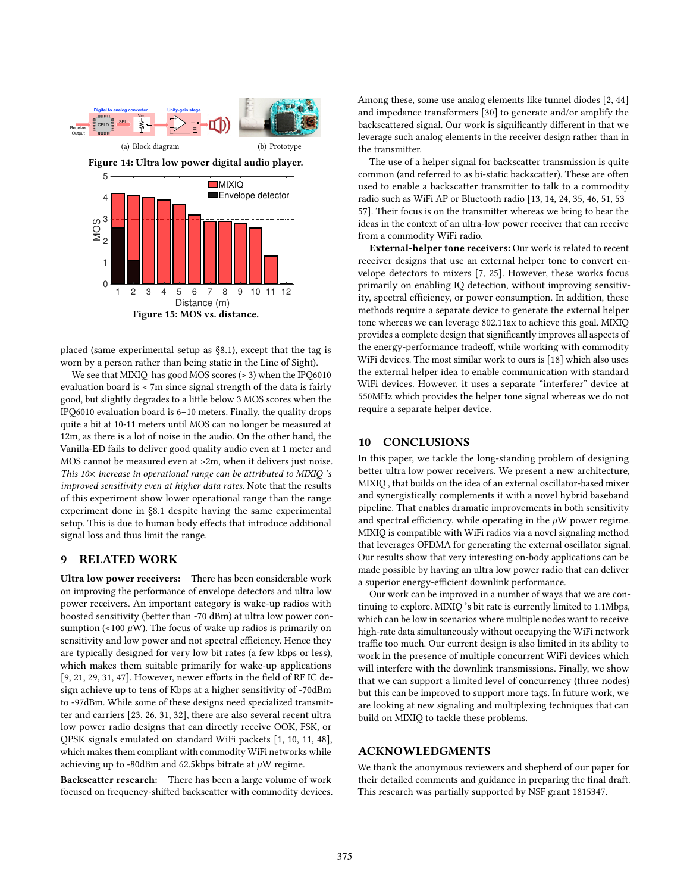(a) Block diagram

(b) Prototype

**Figure 14: Ultra low power digital audio player.**

**Figure 15: MOS vs. distance.**

placed (same experimental setup as §8.1), except that the tag is worn by a person rather than being static in the Line of Sight).

We see that MIXIQ has good MOS scores (> 3) when the IPQ6010 evaluation board is < 7m since signal strength of the data is fairly good, but slightly degrades to a little below 3 MOS scores when the IPQ6010 evaluation board is 6−10 meters. Finally, the quality drops quite a bit at 10-11 meters until MOS can no longer be measured at 12m, as there is a lot of noise in the audio. On the other hand, the Vanilla-ED fails to deliver good quality audio even at 1 meter and MOS cannot be measured even at >2m, when it delivers just noise. *This 10× increase in operational range can be attributed to MIXIQ 's improved sensitivity even at higher data rates.* Note that the results of this experiment show lower operational range than the range experiment done in §8.1 despite having the same experimental setup. This is due to human body effects that introduce additional signal loss and thus limit the range.

## 9 RELATED WORK

**Ultra low power receivers:** There has been considerable work on improving the performance of envelope detectors and ultra low power receivers. An important category is wake-up radios with boosted sensitivity (better than -70 dBm) at ultra low power consumption (<100 $\mu$W). The focus of wake up radios is primarily on sensitivity and low power and not spectral efficiency. Hence they are typically designed for very low bit rates (a few kbps or less), which makes them suitable primarily for wake-up applications [9, 21, 29, 31, 47]. However, newer efforts in the field of RF IC design achieve up to tens of Kbps at a higher sensitivity of -70dBm to -97dBm. While some of these designs need specialized transmitter and carriers [23, 26, 31, 32], there are also several recent ultra low power radio designs that can directly receive OOK, FSK, or QPSK signals emulated on standard WiFi packets [1, 10, 11, 48], which makes them compliant with commodity WiFi networks while achieving up to -80dBm and 62.5kbps bitrate at $\mu$W regime.

**Backscatter research:** There has been a large volume of work focused on frequency-shifted backscatter with commodity devices. Among these, some use analog elements like tunnel diodes [2, 44] and impedance transformers [30] to generate and/or amplify the backscattered signal. Our work is significantly different in that we leverage such analog elements in the receiver design rather than in the transmitter.

The use of a helper signal for backscatter transmission is quite common (and referred to as bi-static backscatter). These are often used to enable a backscatter transmitter to talk to a commodity radio such as WiFi AP or Bluetooth radio [13, 14, 24, 35, 46, 51, 53–57]. Their focus is on the transmitter whereas we bring to bear the ideas in the context of an ultra-low power receiver that can receive from a commodity WiFi radio.

**External-helper tone receivers:** Our work is related to recent receiver designs that use an external helper tone to convert envelope detectors to mixers [7, 25]. However, these works focus primarily on enabling IQ detection, without improving sensitivity, spectral efficiency, or power consumption. In addition, these methods require a separate device to generate the external helper tone whereas we can leverage 802.11ax to achieve this goal. MIXIQ provides a complete design that significantly improves all aspects of the energy-performance tradeoff, while working with commodity WiFi devices. The most similar work to ours is [18] which also uses the external helper idea to enable communication with standard WiFi devices. However, it uses a separate "interferer" device at 550MHz which provides the helper tone signal whereas we do not require a separate helper device.

## 10 CONCLUSIONS

In this paper, we tackle the long-standing problem of designing better ultra low power receivers. We present a new architecture, MIXIQ , that builds on the idea of an external oscillator-based mixer and synergistically complements it with a novel hybrid baseband pipeline. That enables dramatic improvements in both sensitivity and spectral efficiency, while operating in the $\mu$W power regime. MIXIQ is compatible with WiFi radios via a novel signaling method that leverages OFDMA for generating the external oscillator signal. Our results show that very interesting on-body applications can be made possible by having an ultra low power radio that can deliver a superior energy-efficient downlink performance.

Our work can be improved in a number of ways that we are continuing to explore. MIXIQ 's bit rate is currently limited to 1.1Mbps, which can be low in scenarios where multiple nodes want to receive high-rate data simultaneously without occupying the WiFi network traffic too much. Our current design is also limited in its ability to work in the presence of multiple concurrent WiFi devices which will interfere with the downlink transmissions. Finally, we show that we can support a limited level of concurrency (three nodes) but this can be improved to support more tags. In future work, we are looking at new signaling and multiplexing techniques that can build on MIXIQ to tackle these problems.

## ACKNOWLEDGMENTS

We thank the anonymous reviewers and shepherd of our paper for their detailed comments and guidance in preparing the final draft. This research was partially supported by NSF grant 1815347.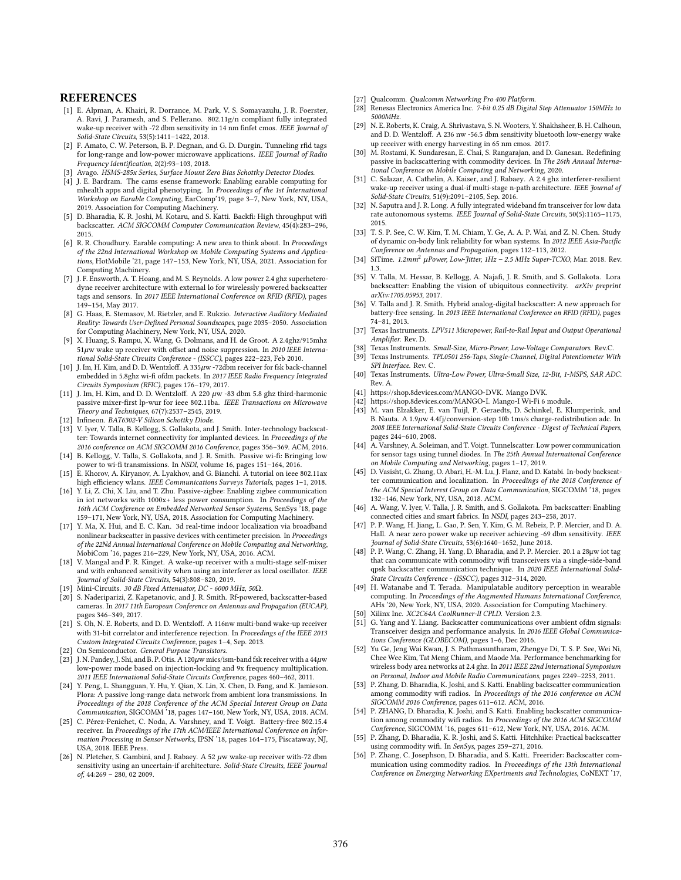## REFERENCES

[1] E. Alpman, A. Khairi, R. Dorrance, M. Park, V. S. Somayazulu, J. R. Foerster, A. Ravi, J. Paramesh, and S. Pellerano. 802.11g/n compliant fully integrated wake-up receiver with -72 dbm sensitivity in 14 nm finfet cmos. *IEEE Journal of Solid-State Circuits*, 53(5):1411–1422, 2018.

[2] F. Amato, C. W. Peterson, B. P. Degnan, and G. D. Durgin. Tunneling rfid tags for long-range and low-power microwave applications. *IEEE Journal of Radio Frequency Identification*, 2(2):93–103, 2018.

[3] Avago. *HSMS-285x Series, Surface Mount Zero Bias Schottky Detector Diodes.*

[4] J. E. Bardram. The cams esense framework: Enabling earable computing for mhealth apps and digital phenotyping. In *Proceedings of the 1st International Workshop on Earable Computing*, EarComp'19, page 3–7, New York, NY, USA, 2019. Association for Computing Machinery.

[5] D. Bharadia, K. R. Joshi, M. Kotaru, and S. Katti. Backfi: High throughput wifi backscatter. *ACM SIGCOMM Computer Communication Review*, 45(4):283–296, 2015.

[6] R. R. Choudhury. Earable computing: A new area to think about. In *Proceedings of the 22nd International Workshop on Mobile Computing Systems and Applications*, HotMobile '21, page 147–153, New York, NY, USA, 2021. Association for Computing Machinery.

[7] J. F. Ensworth, A. T. Hoang, and M. S. Reynolds. A low power 2.4 ghz superheterodyne receiver architecture with external lo for wirelessly powered backscatter tags and sensors. In *2017 IEEE International Conference on RFID (RFID)*, pages 149–154, May 2017.

[8] G. Haas, E. Stemasov, M. Rietzler, and E. Rukzio. *Interactive Auditory Mediated Reality: Towards User-Defined Personal Soundscapes*, page 2035–2050. Association for Computing Machinery, New York, NY, USA, 2020.

[9] X. Huang, S. Rampu, X. Wang, G. Dolmans, and H. de Groot. A 2.4ghz/915mhz $51\mu$w wake up receiver with offset and noise suppression. In *2010 IEEE International Solid-State Circuits Conference - (ISSCC)*, pages 222–223, Feb 2010.

[10] J. Im, H. Kim, and D. D. Wentzloff. A $335\mu$w -72dbm receiver for fsk back-channel embedded in 5.8ghz wi-fi ofdm packets. In *2017 IEEE Radio Frequency Integrated Circuits Symposium (RFIC)*, pages 176–179, 2017.

[11] J. Im, H. Kim, and D. D. Wentzloff. A 220 $\mu$w -83 dbm 5.8 ghz third-harmonic passive mixer-first lp-wur for ieee 802.11ba. *IEEE Transactions on Microwave Theory and Techniques*, 67(7):2537–2545, 2019.

[12] Infineon. *BAT6302-V Silicon Schottky Diode.*

[13] V. Iyer, V. Talla, B. Kellogg, S. Gollakota, and J. Smith. Inter-technology backscatter: Towards internet connectivity for implanted devices. In *Proceedings of the 2016 conference on ACM SIGCOMM 2016 Conference*, pages 356–369. ACM, 2016.

[14] B. Kellogg, V. Talla, S. Gollakota, and J. R. Smith. Passive wi-fi: Bringing low power to wi-fi transmissions. In *NSDI*, volume 16, pages 151–164, 2016.

[15] E. Khorov, A. Kiryanov, A. Lyakhov, and G. Bianchi. A tutorial on ieee 802.11ax high efficiency wlans. *IEEE Communications Surveys Tutorials*, pages 1–1, 2018.

[16] Y. Li, Z. Chi, X. Liu, and T. Zhu. Passive-zigbee: Enabling zigbee communication in iot networks with 1000x+ less power consumption. In *Proceedings of the 16th ACM Conference on Embedded Networked Sensor Systems*, SenSys '18, page 159–171, New York, NY, USA, 2018. Association for Computing Machinery.

[17] Y. Ma, X. Hui, and E. C. Kan. 3d real-time indoor localization via broadband nonlinear backscatter in passive devices with centimeter precision. In *Proceedings of the 22Nd Annual International Conference on Mobile Computing and Networking*, MobiCom '16, pages 216–229, New York, NY, USA, 2016. ACM.

[18] V. Mangal and P. R. Kinget. A wake-up receiver with a multi-stage self-mixer and with enhanced sensitivity when using an interferer as local oscillator. *IEEE Journal of Solid-State Circuits*, 54(3):808–820, 2019.

[19] Mini-Circuits. *30 dB Fixed Attenuator, DC - 6000 MHz, 50Ω.*

[20] S. Naderiparizi, Z. Kapetanovic, and J. R. Smith. Rf-powered, backscatter-based cameras. In *2017 11th European Conference on Antennas and Propagation (EUCAP)*, pages 346–349, 2017.

[21] S. Oh, N. E. Roberts, and D. D. Wentzloff. A 116nw multi-band wake-up receiver with 31-bit correlator and interference rejection. In *Proceedings of the IEEE 2013 Custom Integrated Circuits Conference*, pages 1–4, Sep. 2013.

[22] On Semiconductor. *General Purpose Transistors.*

[23] J. N. Pandey, J. Shi, and B. P. Otis. A $120\mu$w mics/ism-band fsk receiver with a $44\mu$w low-power mode based on injection-locking and 9x frequency multiplication. *2011 IEEE International Solid-State Circuits Conference*, pages 460–462, 2011.

[24] Y. Peng, L. Shangguan, Y. Hu, Y. Qian, X. Lin, X. Chen, D. Fang, and K. Jamieson. Plora: A passive long-range data network from ambient lora transmissions. In *Proceedings of the 2018 Conference of the ACM Special Interest Group on Data Communication*, SIGCOMM '18, pages 147–160, New York, NY, USA, 2018. ACM.

[25] C. Pérez-Penichet, C. Noda, A. Varshney, and T. Voigt. Battery-free 802.15.4 receiver. In *Proceedings of the 17th ACM/IEEE International Conference on Information Processing in Sensor Networks*, IPSN '18, pages 164–175, Piscataway, NJ, USA, 2018. IEEE Press.

[26] N. Pletcher, S. Gambini, and J. Rabaey. A 52 $\mu$w wake-up receiver with-72 dbm sensitivity using an uncertain-if architecture. *Solid-State Circuits, IEEE Journal of*, 44:269 – 280, 02 2009.

[27] Qualcomm. *Qualcomm Networking Pro 400 Platform.*

[28] Renesas Electronics America Inc. *7-bit 0.25 dB Digital Step Attenuator 150MHz to 5000MHz.*

[29] N. E. Roberts, K. Craig, A. Shrivastava, S. N. Wooters, Y. Shakhsheer, B. H. Calhoun, and D. D. Wentzloff. A 236 nw -56.5 dbm sensitivity bluetooth low-energy wake up receiver with energy harvesting in 65 nm cmos. 2017.

[30] M. Rostami, K. Sundaresan, E. Chai, S. Rangarajan, and D. Ganesan. Redefining passive in backscattering with commodity devices. In *The 26th Annual International Conference on Mobile Computing and Networking*, 2020.

[31] C. Salazar, A. Cathelin, A. Kaiser, and J. Rabaey. A 2.4 ghz interferer-resilient wake-up receiver using a dual-if multi-stage n-path architecture. *IEEE Journal of Solid-State Circuits*, 51(9):2091–2105, Sep. 2016.

[32] N. Saputra and J. R. Long. A fully integrated wideband fm transceiver for low data rate autonomous systems. *IEEE Journal of Solid-State Circuits*, 50(5):1165–1175, 2015.

[33] T. S. P. See, C. W. Kim, T. M. Chiam, Y. Ge, A. A. P. Wai, and Z. N. Chen. Study of dynamic on-body link reliability for wban systems. In *2012 IEEE Asia-Pacific Conference on Antennas and Propagation*, pages 112–113, 2012.

[34] SiTime. *1.2mm$^2$ $\mu$Power, Low-Jitter, 1Hz – 2.5 MHz Super-TCXO*, Mar. 2018. Rev. 1.3.

[35] V. Talla, M. Hessar, B. Kellogg, A. Najafi, J. R. Smith, and S. Gollakota. Lora backscatter: Enabling the vision of ubiquitous connectivity. *arXiv preprint arXiv:1705.05953*, 2017.

[36] V. Talla and J. R. Smith. Hybrid analog-digital backscatter: A new approach for battery-free sensing. In *2013 IEEE International Conference on RFID (RFID)*, pages 74–81, 2013.

[37] Texas Instruments. *LPV511 Micropower, Rail-to-Rail Input and Output Operational Amplifier.* Rev. D.

[38] Texas Instruments. *Small-Size, Micro-Power, Low-Voltage Comparators.* Rev.C.

[39] Texas Instruments. *TPL0501 256-Taps, Single-Channel, Digital Potentiometer With SPI Interface.* Rev. C.

[40] Texas Instruments. *Ultra-Low Power, Ultra-Small Size, 12-Bit, 1-MSPS, SAR ADC.* Rev. A.

[41] https://shop.8devices.com/MANGO-DVK. Mango DVK.

[42] https://shop.8devices.com/MANGO-I. Mango-I Wi-Fi 6 module.

[43] M. van Elzakker, E. van Tuijl, P. Geraedts, D. Schinkel, E. Klumperink, and B. Nauta. A 1.9$\mu$w 4.4fj/conversion-step 10b 1ms/s charge-redistribution adc. In *2008 IEEE International Solid-State Circuits Conference - Digest of Technical Papers*, pages 244–610, 2008.

[44] A. Varshney, A. Soleiman, and T. Voigt. Tunnelscatter: Low power communication for sensor tags using tunnel diodes. In *The 25th Annual International Conference on Mobile Computing and Networking*, pages 1–17, 2019.

[45] D. Vasisht, G. Zhang, O. Abari, H.-M. Lu, J. Flanz, and D. Katabi. In-body backscatter communication and localization. In *Proceedings of the 2018 Conference of the ACM Special Interest Group on Data Communication*, SIGCOMM '18, pages 132–146, New York, NY, USA, 2018. ACM.

[46] A. Wang, V. Iyer, V. Talla, J. R. Smith, and S. Gollakota. Fm backscatter: Enabling connected cities and smart fabrics. In *NSDI*, pages 243–258, 2017.

[47] P. P. Wang, H. Jiang, L. Gao, P. Sen, Y. Kim, G. M. Rebeiz, P. P. Mercier, and D. A. Hall. A near zero power wake up receiver achieving -69 dbm sensitivity. *IEEE Journal of Solid-State Circuits*, 53(6):1640–1652, June 2018.

[48] P. P. Wang, C. Zhang, H. Yang, D. Bharadia, and P. P. Mercier. 20.1 a 28µw iot tag that can communicate with commodity wifi transceivers via a single-side-band qpsk backscatter communication technique. In *2020 IEEE International Solid-State Circuits Conference - (ISSCC)*, pages 312–314, 2020.

[49] H. Watanabe and T. Terada. Manipulatable auditory perception in wearable computing. In *Proceedings of the Augmented Humans International Conference*, AHs '20, New York, NY, USA, 2020. Association for Computing Machinery.

[50] Xilinx Inc. *XC2C64A CoolRunner-II CPLD.* Version 2.3.

[51] G. Yang and Y. Liang. Backscatter communications over ambient ofdm signals: Transceiver design and performance analysis. In *2016 IEEE Global Communications Conference (GLOBECOM)*, pages 1–6, Dec 2016.

[52] Yu Ge, Jeng Wai Kwan, J. S. Pathmasuntharam, Zhengye Di, T. S. P. See, Wei Ni, Chee Wee Kim, Tat Meng Chiam, and Maode Ma. Performance benchmarking for wireless body area networks at 2.4 ghz. In *2011 IEEE 22nd International Symposium on Personal, Indoor and Mobile Radio Communications*, pages 2249–2253, 2011.

[53] P. Zhang, D. Bharadia, K. Joshi, and S. Katti. Enabling backscatter communication among commodity wifi radios. In *Proceedings of the 2016 conference on ACM SIGCOMM 2016 Conference*, pages 611–612. ACM, 2016.

[54] P. ZHANG, D. Bharadia, K. Joshi, and S. Katti. Enabling backscatter communication among commodity wifi radios. In *Proceedings of the 2016 ACM SIGCOMM Conference*, SIGCOMM '16, pages 611–612, New York, NY, USA, 2016. ACM.

[55] P. Zhang, D. Bharadia, K. R. Joshi, and S. Katti. Hitchhike: Practical backscatter using commodity wifi. In *SenSys*, pages 259–271, 2016.

[56] P. Zhang, C. Josephson, D. Bharadia, and S. Katti. Freerider: Backscatter communication using commodity radios. In *Proceedings of the 13th International Conference on Emerging Networking EXperiments and Technologies*, CoNEXT '17,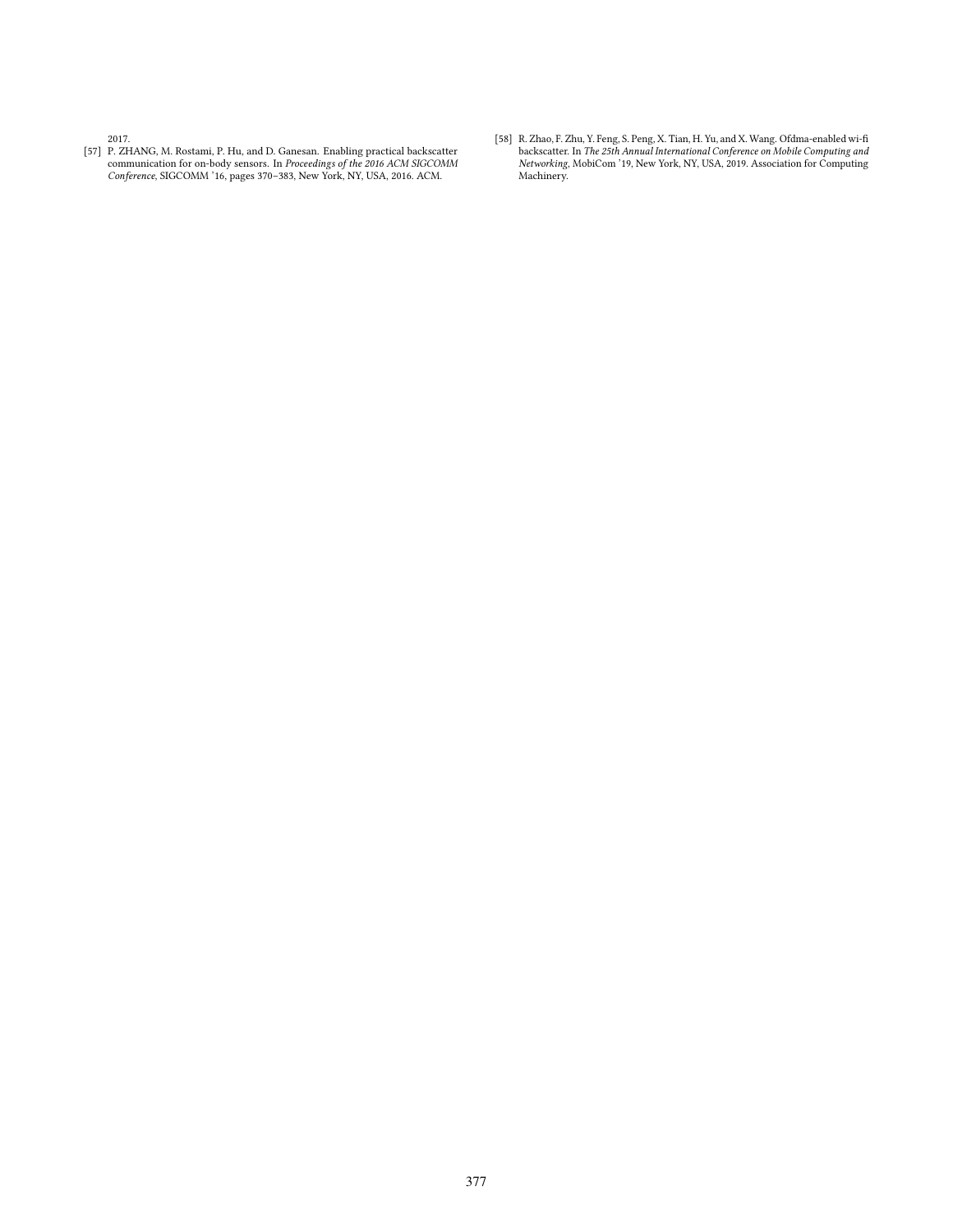2017.

[57] P. ZHANG, M. Rostami, P. Hu, and D. Ganesan. Enabling practical backscatter communication for on-body sensors. In *Proceedings of the 2016 ACM SIGCOMM Conference*, SIGCOMM '16, pages 370–383, New York, NY, USA, 2016. ACM.

[58] R. Zhao, F. Zhu, Y. Feng, S. Peng, X. Tian, H. Yu, and X. Wang. Ofdma-enabled wi-fi backscatter. In *The 25th Annual International Conference on Mobile Computing and Networking*, MobiCom '19, New York, NY, USA, 2019. Association for Computing Machinery.